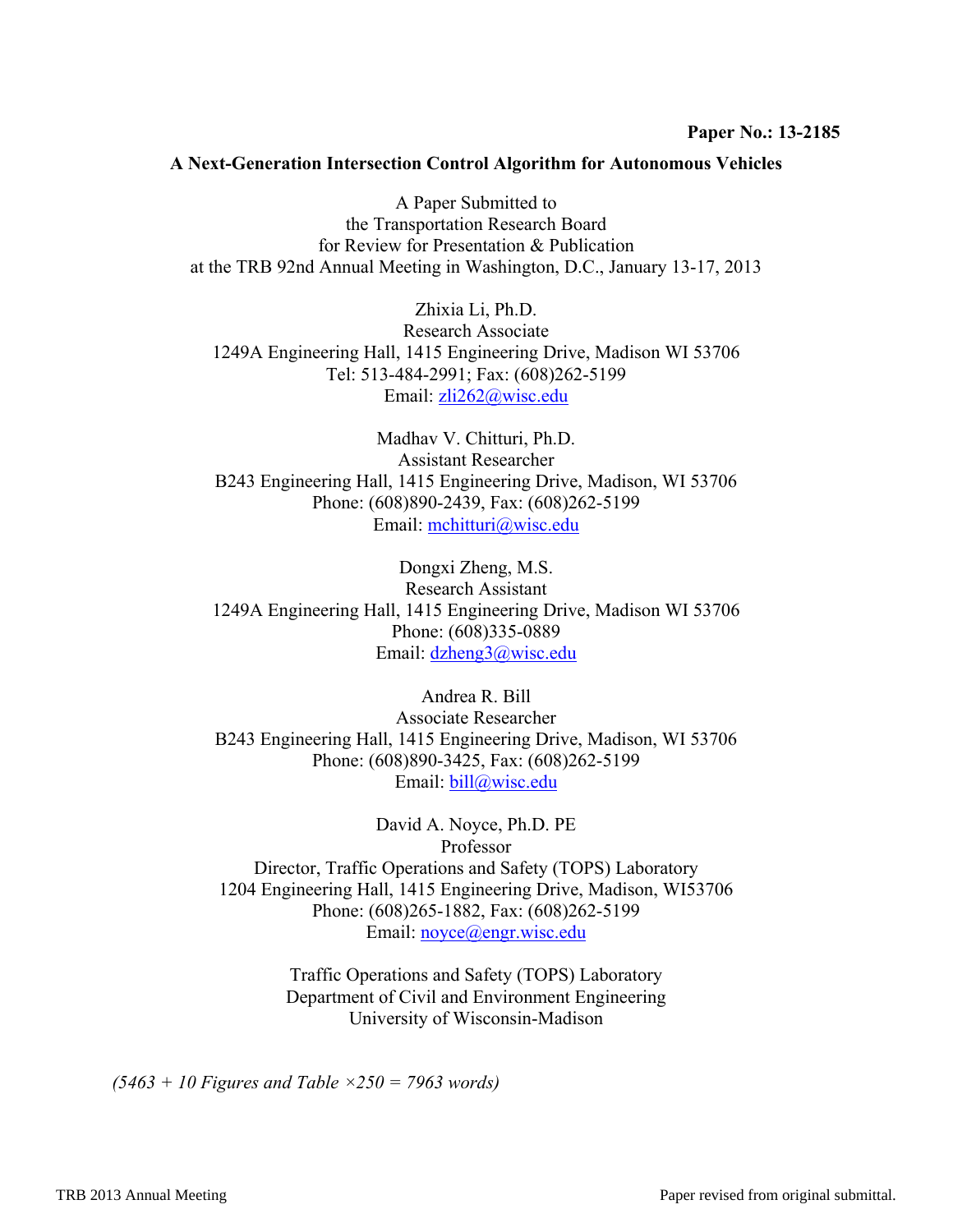**Paper No.: 13-2185**

# A Next-Generation Intersection Control Algorithm for Autonomous Vehicles

A Paper Submitted to
the Transportation Research Board
for Review for Presentation & Publication
at the TRB 92nd Annual Meeting in Washington, D.C., January 13-17, 2013

Zhixia Li, Ph.D.
Research Associate
1249A Engineering Hall, 1415 Engineering Drive, Madison WI 53706
Tel: 513-484-2991; Fax: (608)262-5199
Email: zli262@wisc.edu

Madhav V. Chitturi, Ph.D.
Assistant Researcher
B243 Engineering Hall, 1415 Engineering Drive, Madison, WI 53706
Phone: (608)890-2439, Fax: (608)262-5199
Email: mchitturi@wisc.edu

Dongxi Zheng, M.S.
Research Assistant
1249A Engineering Hall, 1415 Engineering Drive, Madison WI 53706
Phone: (608)335-0889
Email: dzheng3@wisc.edu

Andrea R. Bill
Associate Researcher
B243 Engineering Hall, 1415 Engineering Drive, Madison, WI 53706
Phone: (608)890-3425, Fax: (608)262-5199
Email: bill@wisc.edu

David A. Noyce, Ph.D. PE
Professor
Director, Traffic Operations and Safety (TOPS) Laboratory
1204 Engineering Hall, 1415 Engineering Drive, Madison, WI53706
Phone: (608)265-1882, Fax: (608)262-5199
Email: noyce@engr.wisc.edu

Traffic Operations and Safety (TOPS) Laboratory
Department of Civil and Environment Engineering
University of Wisconsin-Madison

*(5463 + 10 Figures and Table ×250 = 7963 words)*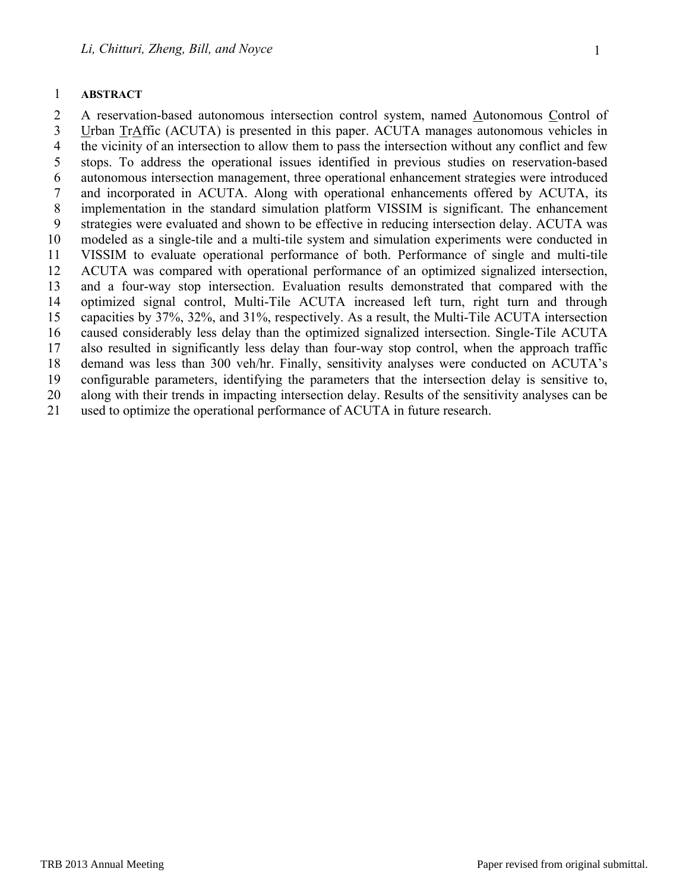## ABSTRACT

A reservation-based autonomous intersection control system, named Autonomous Control of Urban TrAffic (ACUTA) is presented in this paper. ACUTA manages autonomous vehicles in the vicinity of an intersection to allow them to pass the intersection without any conflict and few stops. To address the operational issues identified in previous studies on reservation-based autonomous intersection management, three operational enhancement strategies were introduced and incorporated in ACUTA. Along with operational enhancements offered by ACUTA, its implementation in the standard simulation platform VISSIM is significant. The enhancement strategies were evaluated and shown to be effective in reducing intersection delay. ACUTA was modeled as a single-tile and a multi-tile system and simulation experiments were conducted in VISSIM to evaluate operational performance of both. Performance of single and multi-tile ACUTA was compared with operational performance of an optimized signalized intersection, and a four-way stop intersection. Evaluation results demonstrated that compared with the optimized signal control, Multi-Tile ACUTA increased left turn, right turn and through capacities by 37%, 32%, and 31%, respectively. As a result, the Multi-Tile ACUTA intersection caused considerably less delay than the optimized signalized intersection. Single-Tile ACUTA also resulted in significantly less delay than four-way stop control, when the approach traffic demand was less than 300 veh/hr. Finally, sensitivity analyses were conducted on ACUTA's configurable parameters, identifying the parameters that the intersection delay is sensitive to, along with their trends in impacting intersection delay. Results of the sensitivity analyses can be used to optimize the operational performance of ACUTA in future research.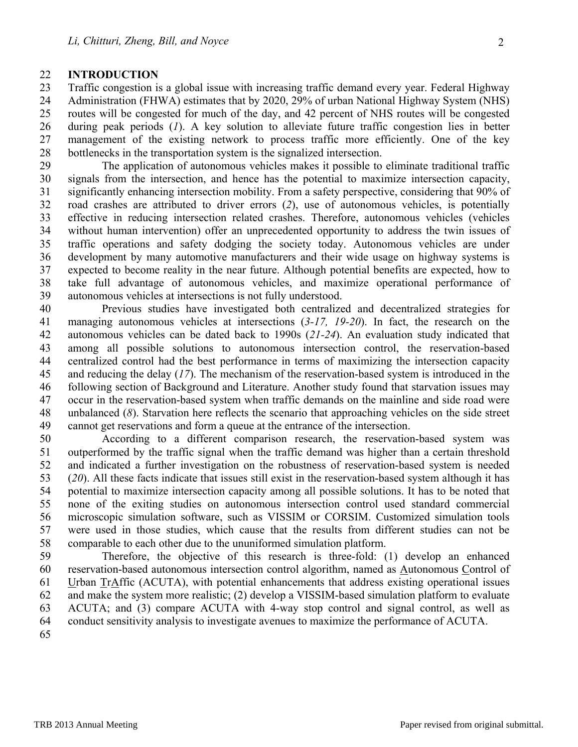## INTRODUCTION

Traffic congestion is a global issue with increasing traffic demand every year. Federal Highway Administration (FHWA) estimates that by 2020, 29% of urban National Highway System (NHS) routes will be congested for much of the day, and 42 percent of NHS routes will be congested during peak periods (*1*). A key solution to alleviate future traffic congestion lies in better management of the existing network to process traffic more efficiently. One of the key bottlenecks in the transportation system is the signalized intersection.

The application of autonomous vehicles makes it possible to eliminate traditional traffic signals from the intersection, and hence has the potential to maximize intersection capacity, significantly enhancing intersection mobility. From a safety perspective, considering that 90% of road crashes are attributed to driver errors (*2*), use of autonomous vehicles, is potentially effective in reducing intersection related crashes. Therefore, autonomous vehicles (vehicles without human intervention) offer an unprecedented opportunity to address the twin issues of traffic operations and safety dodging the society today. Autonomous vehicles are under development by many automotive manufacturers and their wide usage on highway systems is expected to become reality in the near future. Although potential benefits are expected, how to take full advantage of autonomous vehicles, and maximize operational performance of autonomous vehicles at intersections is not fully understood.

Previous studies have investigated both centralized and decentralized strategies for managing autonomous vehicles at intersections (*3-17, 19-20*). In fact, the research on the autonomous vehicles can be dated back to 1990s (*21-24*). An evaluation study indicated that among all possible solutions to autonomous intersection control, the reservation-based centralized control had the best performance in terms of maximizing the intersection capacity and reducing the delay (*17*). The mechanism of the reservation-based system is introduced in the following section of Background and Literature. Another study found that starvation issues may occur in the reservation-based system when traffic demands on the mainline and side road were unbalanced (*8*). Starvation here reflects the scenario that approaching vehicles on the side street cannot get reservations and form a queue at the entrance of the intersection.

According to a different comparison research, the reservation-based system was outperformed by the traffic signal when the traffic demand was higher than a certain threshold and indicated a further investigation on the robustness of reservation-based system is needed (*20*). All these facts indicate that issues still exist in the reservation-based system although it has potential to maximize intersection capacity among all possible solutions. It has to be noted that none of the exiting studies on autonomous intersection control used standard commercial microscopic simulation software, such as VISSIM or CORSIM. Customized simulation tools were used in those studies, which cause that the results from different studies can not be comparable to each other due to the ununiformed simulation platform.

Therefore, the objective of this research is three-fold: (1) develop an enhanced reservation-based autonomous intersection control algorithm, named as <u>A</u>utonomous <u>C</u>ontrol of <u>U</u>rban <u>T</u>r<u>A</u>ffic (ACUTA), with potential enhancements that address existing operational issues and make the system more realistic; (2) develop a VISSIM-based simulation platform to evaluate ACUTA; and (3) compare ACUTA with 4-way stop control and signal control, as well as conduct sensitivity analysis to investigate avenues to maximize the performance of ACUTA.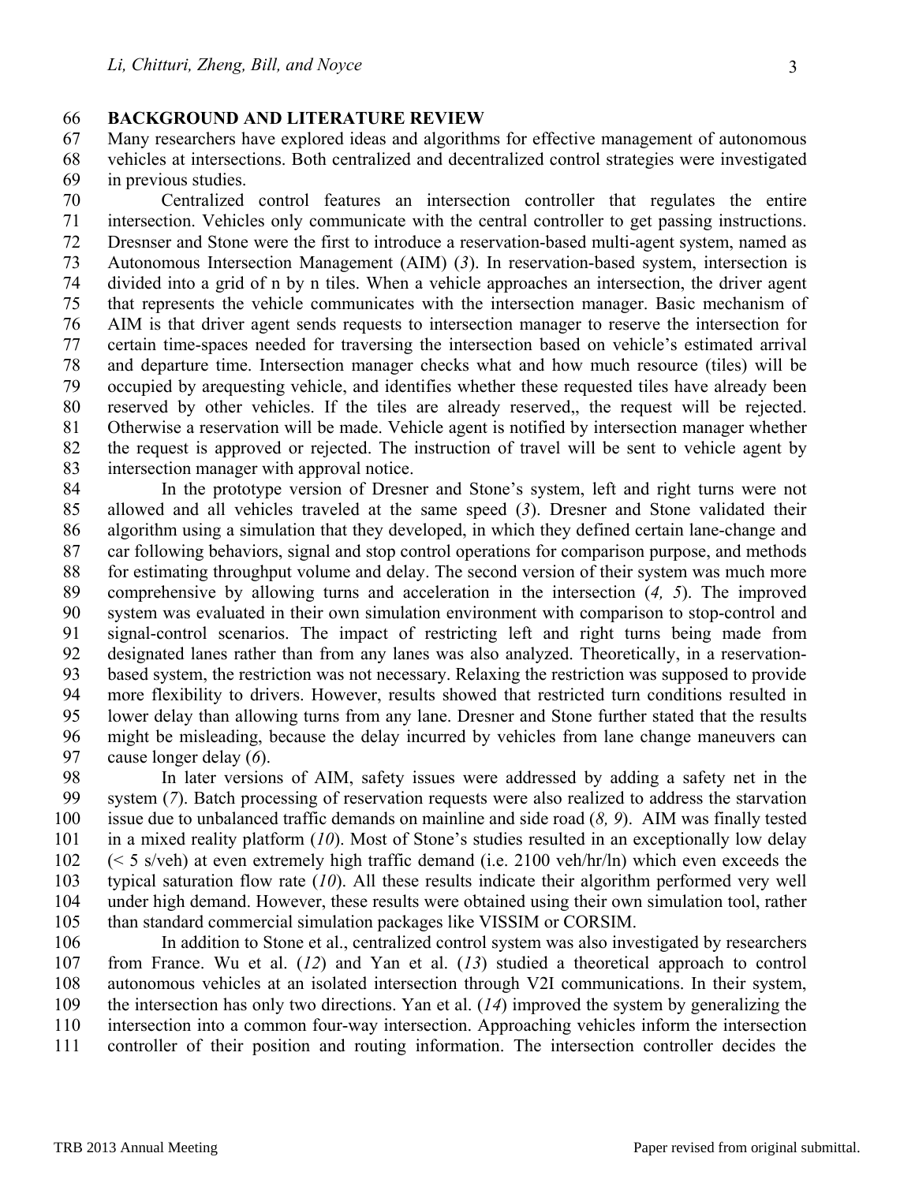## BACKGROUND AND LITERATURE REVIEW

Many researchers have explored ideas and algorithms for effective management of autonomous vehicles at intersections. Both centralized and decentralized control strategies were investigated in previous studies.

Centralized control features an intersection controller that regulates the entire intersection. Vehicles only communicate with the central controller to get passing instructions. Dresnser and Stone were the first to introduce a reservation-based multi-agent system, named as Autonomous Intersection Management (AIM) (*3*). In reservation-based system, intersection is divided into a grid of n by n tiles. When a vehicle approaches an intersection, the driver agent that represents the vehicle communicates with the intersection manager. Basic mechanism of AIM is that driver agent sends requests to intersection manager to reserve the intersection for certain time-spaces needed for traversing the intersection based on vehicle's estimated arrival and departure time. Intersection manager checks what and how much resource (tiles) will be occupied by arequesting vehicle, and identifies whether these requested tiles have already been reserved by other vehicles. If the tiles are already reserved,, the request will be rejected. Otherwise a reservation will be made. Vehicle agent is notified by intersection manager whether the request is approved or rejected. The instruction of travel will be sent to vehicle agent by intersection manager with approval notice.

In the prototype version of Dresner and Stone's system, left and right turns were not allowed and all vehicles traveled at the same speed (*3*). Dresner and Stone validated their algorithm using a simulation that they developed, in which they defined certain lane-change and car following behaviors, signal and stop control operations for comparison purpose, and methods for estimating throughput volume and delay. The second version of their system was much more comprehensive by allowing turns and acceleration in the intersection (*4, 5*). The improved system was evaluated in their own simulation environment with comparison to stop-control and signal-control scenarios. The impact of restricting left and right turns being made from designated lanes rather than from any lanes was also analyzed. Theoretically, in a reservation-based system, the restriction was not necessary. Relaxing the restriction was supposed to provide more flexibility to drivers. However, results showed that restricted turn conditions resulted in lower delay than allowing turns from any lane. Dresner and Stone further stated that the results might be misleading, because the delay incurred by vehicles from lane change maneuvers can cause longer delay (*6*).

In later versions of AIM, safety issues were addressed by adding a safety net in the system (*7*). Batch processing of reservation requests were also realized to address the starvation issue due to unbalanced traffic demands on mainline and side road (*8, 9*). AIM was finally tested in a mixed reality platform (*10*). Most of Stone's studies resulted in an exceptionally low delay (< 5 s/veh) at even extremely high traffic demand (i.e. 2100 veh/hr/ln) which even exceeds the typical saturation flow rate (*10*). All these results indicate their algorithm performed very well under high demand. However, these results were obtained using their own simulation tool, rather than standard commercial simulation packages like VISSIM or CORSIM.

In addition to Stone et al., centralized control system was also investigated by researchers from France. Wu et al. (*12*) and Yan et al. (*13*) studied a theoretical approach to control autonomous vehicles at an isolated intersection through V2I communications. In their system, the intersection has only two directions. Yan et al. (*14*) improved the system by generalizing the intersection into a common four-way intersection. Approaching vehicles inform the intersection controller of their position and routing information. The intersection controller decides the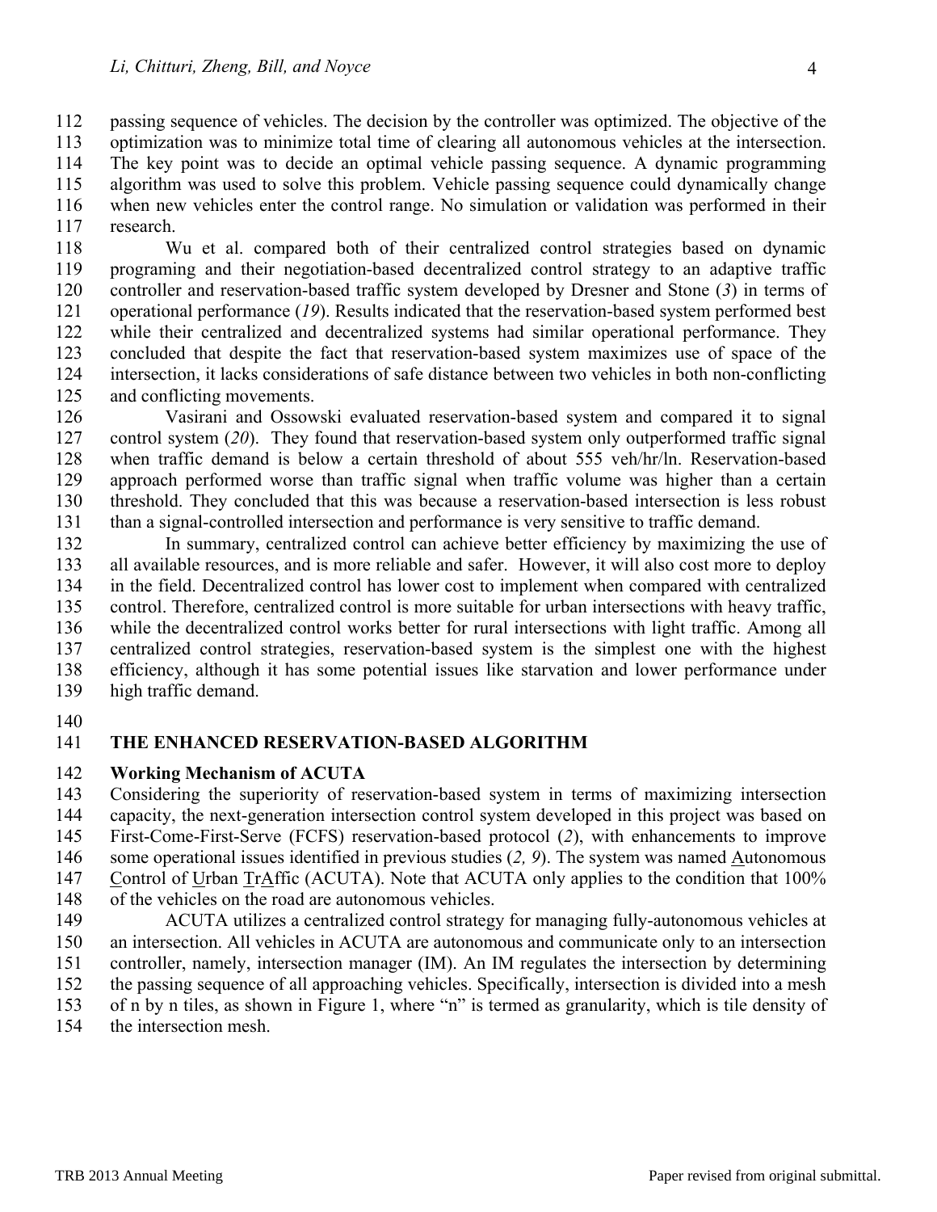passing sequence of vehicles. The decision by the controller was optimized. The objective of the optimization was to minimize total time of clearing all autonomous vehicles at the intersection. The key point was to decide an optimal vehicle passing sequence. A dynamic programming algorithm was used to solve this problem. Vehicle passing sequence could dynamically change when new vehicles enter the control range. No simulation or validation was performed in their research.

Wu et al. compared both of their centralized control strategies based on dynamic programing and their negotiation-based decentralized control strategy to an adaptive traffic controller and reservation-based traffic system developed by Dresner and Stone (*3*) in terms of operational performance (*19*). Results indicated that the reservation-based system performed best while their centralized and decentralized systems had similar operational performance. They concluded that despite the fact that reservation-based system maximizes use of space of the intersection, it lacks considerations of safe distance between two vehicles in both non-conflicting and conflicting movements.

Vasirani and Ossowski evaluated reservation-based system and compared it to signal control system (*20*). They found that reservation-based system only outperformed traffic signal when traffic demand is below a certain threshold of about 555 veh/hr/ln. Reservation-based approach performed worse than traffic signal when traffic volume was higher than a certain threshold. They concluded that this was because a reservation-based intersection is less robust than a signal-controlled intersection and performance is very sensitive to traffic demand.

In summary, centralized control can achieve better efficiency by maximizing the use of all available resources, and is more reliable and safer. However, it will also cost more to deploy in the field. Decentralized control has lower cost to implement when compared with centralized control. Therefore, centralized control is more suitable for urban intersections with heavy traffic, while the decentralized control works better for rural intersections with light traffic. Among all centralized control strategies, reservation-based system is the simplest one with the highest efficiency, although it has some potential issues like starvation and lower performance under high traffic demand.

## THE ENHANCED RESERVATION-BASED ALGORITHM

### Working Mechanism of ACUTA

Considering the superiority of reservation-based system in terms of maximizing intersection capacity, the next-generation intersection control system developed in this project was based on First-Come-First-Serve (FCFS) reservation-based protocol (*2*), with enhancements to improve some operational issues identified in previous studies (*2, 9*). The system was named Autonomous Control of Urban TrAffic (ACUTA). Note that ACUTA only applies to the condition that 100% of the vehicles on the road are autonomous vehicles.

ACUTA utilizes a centralized control strategy for managing fully-autonomous vehicles at an intersection. All vehicles in ACUTA are autonomous and communicate only to an intersection controller, namely, intersection manager (IM). An IM regulates the intersection by determining the passing sequence of all approaching vehicles. Specifically, intersection is divided into a mesh of n by n tiles, as shown in Figure 1, where "n" is termed as granularity, which is tile density of the intersection mesh.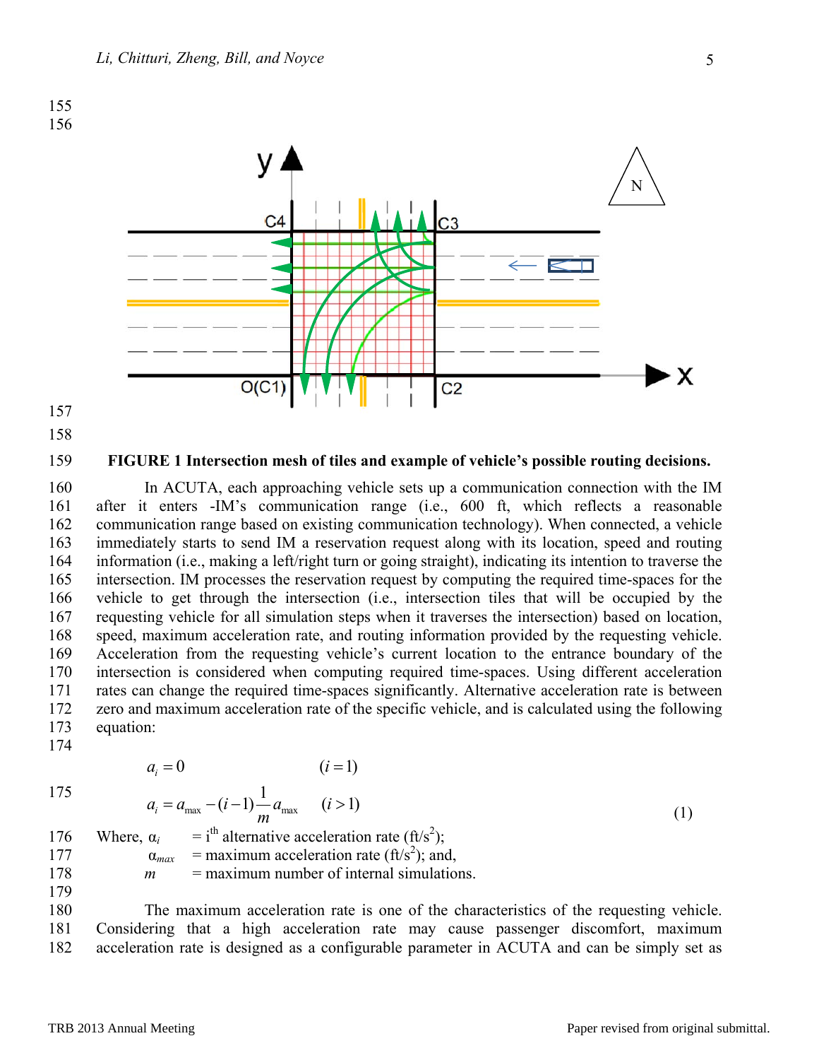**FIGURE 1 Intersection mesh of tiles and example of vehicle's possible routing decisions.**

In ACUTA, each approaching vehicle sets up a communication connection with the IM after it enters -IM's communication range (i.e., 600 ft, which reflects a reasonable communication range based on existing communication technology). When connected, a vehicle immediately starts to send IM a reservation request along with its location, speed and routing information (i.e., making a left/right turn or going straight), indicating its intention to traverse the intersection. IM processes the reservation request by computing the required time-spaces for the vehicle to get through the intersection (i.e., intersection tiles that will be occupied by the requesting vehicle for all simulation steps when it traverses the intersection) based on location, speed, maximum acceleration rate, and routing information provided by the requesting vehicle. Acceleration from the requesting vehicle's current location to the entrance boundary of the intersection is considered when computing required time-spaces. Using different acceleration rates can change the required time-spaces significantly. Alternative acceleration rate is between zero and maximum acceleration rate of the specific vehicle, and is calculated using the following equation:

$$a_i = 0 \qquad (i = 1)$$
$$a_i = a_{\max} - (i-1)\frac{1}{m}a_{\max} \qquad (i > 1) \tag{1}$$

Where, $\alpha_i$ = $i^{th}$ alternative acceleration rate (ft/s$^2$);
$\alpha_{max}$ = maximum acceleration rate (ft/s$^2$); and,
$m$ = maximum number of internal simulations.

The maximum acceleration rate is one of the characteristics of the requesting vehicle. Considering that a high acceleration rate may cause passenger discomfort, maximum acceleration rate is designed as a configurable parameter in ACUTA and can be simply set as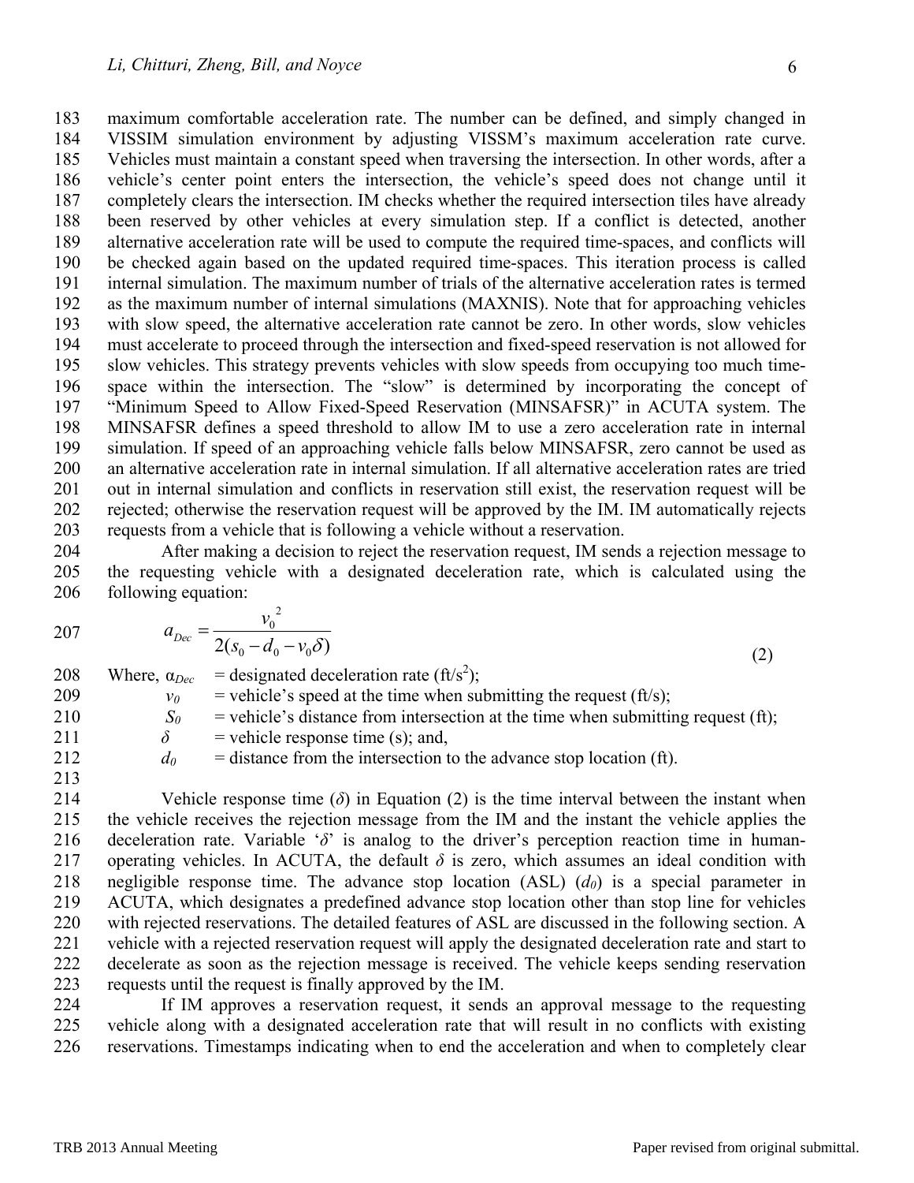maximum comfortable acceleration rate. The number can be defined, and simply changed in VISSIM simulation environment by adjusting VISSM's maximum acceleration rate curve. Vehicles must maintain a constant speed when traversing the intersection. In other words, after a vehicle's center point enters the intersection, the vehicle's speed does not change until it completely clears the intersection. IM checks whether the required intersection tiles have already been reserved by other vehicles at every simulation step. If a conflict is detected, another alternative acceleration rate will be used to compute the required time-spaces, and conflicts will be checked again based on the updated required time-spaces. This iteration process is called internal simulation. The maximum number of trials of the alternative acceleration rates is termed as the maximum number of internal simulations (MAXNIS). Note that for approaching vehicles with slow speed, the alternative acceleration rate cannot be zero. In other words, slow vehicles must accelerate to proceed through the intersection and fixed-speed reservation is not allowed for slow vehicles. This strategy prevents vehicles with slow speeds from occupying too much time-space within the intersection. The "slow" is determined by incorporating the concept of "Minimum Speed to Allow Fixed-Speed Reservation (MINSAFSR)" in ACUTA system. The MINSAFSR defines a speed threshold to allow IM to use a zero acceleration rate in internal simulation. If speed of an approaching vehicle falls below MINSAFSR, zero cannot be used as an alternative acceleration rate in internal simulation. If all alternative acceleration rates are tried out in internal simulation and conflicts in reservation still exist, the reservation request will be rejected; otherwise the reservation request will be approved by the IM. IM automatically rejects requests from a vehicle that is following a vehicle without a reservation.

After making a decision to reject the reservation request, IM sends a rejection message to the requesting vehicle with a designated deceleration rate, which is calculated using the following equation:

$$a_{Dec} = \frac{{v_0}^2}{2(s_0 - d_0 - v_0\delta)} \tag{2}$$

Where, $\alpha_{Dec}$ = designated deceleration rate (ft/s$^2$);

$v_0$ = vehicle's speed at the time when submitting the request (ft/s);

$S_0$ = vehicle's distance from intersection at the time when submitting request (ft);

$\delta$ = vehicle response time (s); and,

$d_0$ = distance from the intersection to the advance stop location (ft).

Vehicle response time ($\delta$) in Equation (2) is the time interval between the instant when the vehicle receives the rejection message from the IM and the instant the vehicle applies the deceleration rate. Variable '$\delta$' is analog to the driver's perception reaction time in human-operating vehicles. In ACUTA, the default $\delta$ is zero, which assumes an ideal condition with negligible response time. The advance stop location (ASL) ($d_0$) is a special parameter in ACUTA, which designates a predefined advance stop location other than stop line for vehicles with rejected reservations. The detailed features of ASL are discussed in the following section. A vehicle with a rejected reservation request will apply the designated deceleration rate and start to decelerate as soon as the rejection message is received. The vehicle keeps sending reservation requests until the request is finally approved by the IM.

If IM approves a reservation request, it sends an approval message to the requesting vehicle along with a designated acceleration rate that will result in no conflicts with existing reservations. Timestamps indicating when to end the acceleration and when to completely clear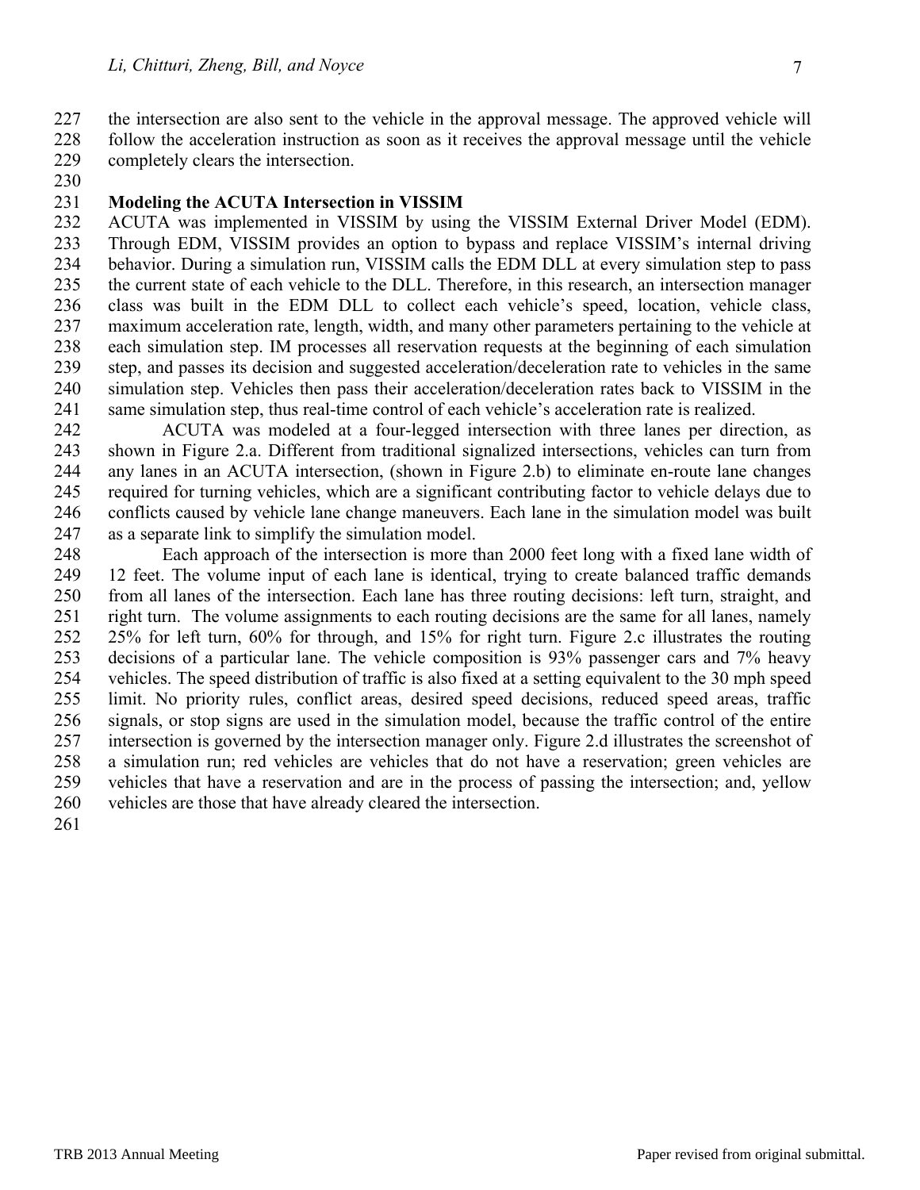the intersection are also sent to the vehicle in the approval message. The approved vehicle will follow the acceleration instruction as soon as it receives the approval message until the vehicle completely clears the intersection.

### Modeling the ACUTA Intersection in VISSIM

ACUTA was implemented in VISSIM by using the VISSIM External Driver Model (EDM). Through EDM, VISSIM provides an option to bypass and replace VISSIM's internal driving behavior. During a simulation run, VISSIM calls the EDM DLL at every simulation step to pass the current state of each vehicle to the DLL. Therefore, in this research, an intersection manager class was built in the EDM DLL to collect each vehicle's speed, location, vehicle class, maximum acceleration rate, length, width, and many other parameters pertaining to the vehicle at each simulation step. IM processes all reservation requests at the beginning of each simulation step, and passes its decision and suggested acceleration/deceleration rate to vehicles in the same simulation step. Vehicles then pass their acceleration/deceleration rates back to VISSIM in the same simulation step, thus real-time control of each vehicle's acceleration rate is realized.

ACUTA was modeled at a four-legged intersection with three lanes per direction, as shown in Figure 2.a. Different from traditional signalized intersections, vehicles can turn from any lanes in an ACUTA intersection, (shown in Figure 2.b) to eliminate en-route lane changes required for turning vehicles, which are a significant contributing factor to vehicle delays due to conflicts caused by vehicle lane change maneuvers. Each lane in the simulation model was built as a separate link to simplify the simulation model.

Each approach of the intersection is more than 2000 feet long with a fixed lane width of 12 feet. The volume input of each lane is identical, trying to create balanced traffic demands from all lanes of the intersection. Each lane has three routing decisions: left turn, straight, and right turn. The volume assignments to each routing decisions are the same for all lanes, namely 25% for left turn, 60% for through, and 15% for right turn. Figure 2.c illustrates the routing decisions of a particular lane. The vehicle composition is 93% passenger cars and 7% heavy vehicles. The speed distribution of traffic is also fixed at a setting equivalent to the 30 mph speed limit. No priority rules, conflict areas, desired speed decisions, reduced speed areas, traffic signals, or stop signs are used in the simulation model, because the traffic control of the entire intersection is governed by the intersection manager only. Figure 2.d illustrates the screenshot of a simulation run; red vehicles are vehicles that do not have a reservation; green vehicles are vehicles that have a reservation and are in the process of passing the intersection; and, yellow vehicles are those that have already cleared the intersection.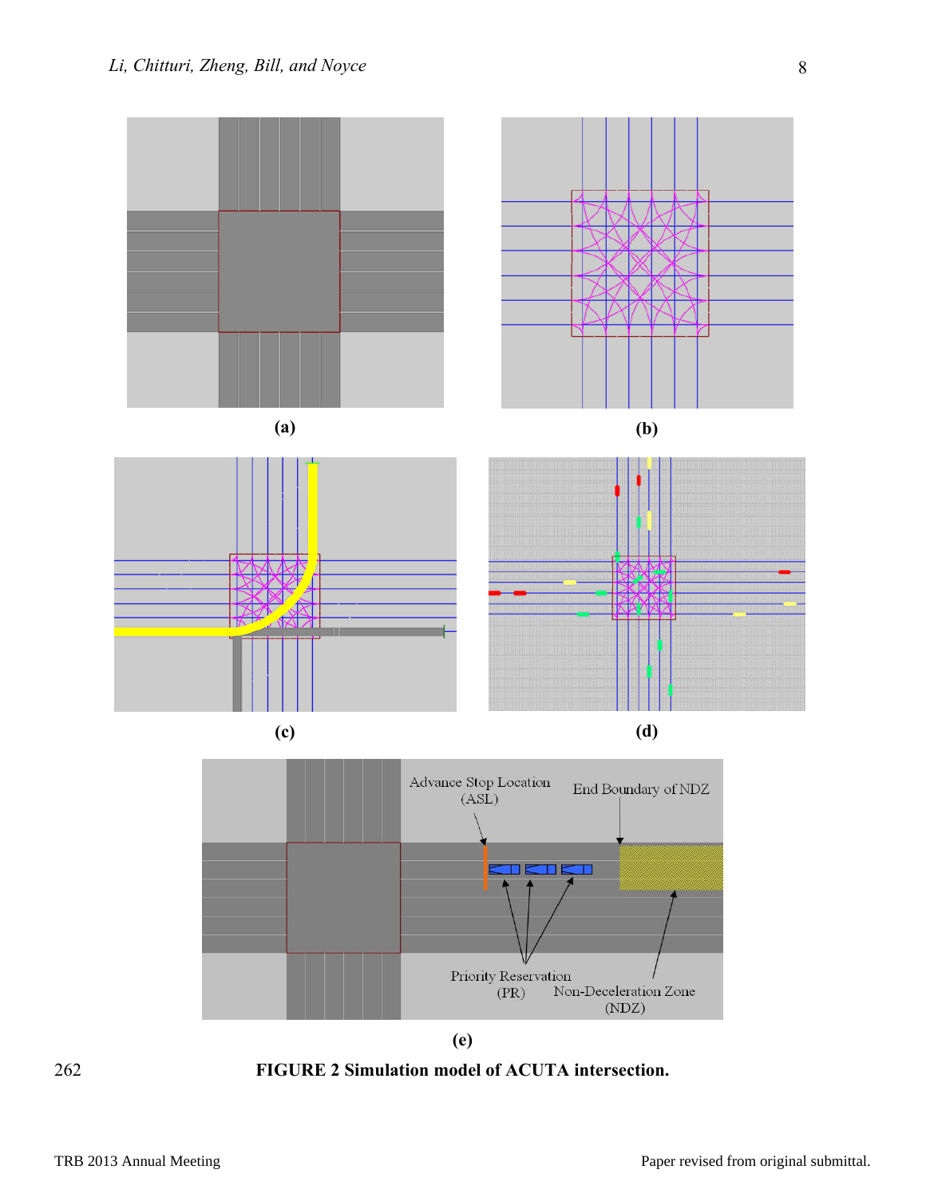(a)

(b)

(c)

(d)

Advance Stop Location (ASL)

End Boundary of NDZ

Priority Reservation (PR)

Non-Deceleration Zone (NDZ)

(e)

262 **FIGURE 2 Simulation model of ACUTA intersection.**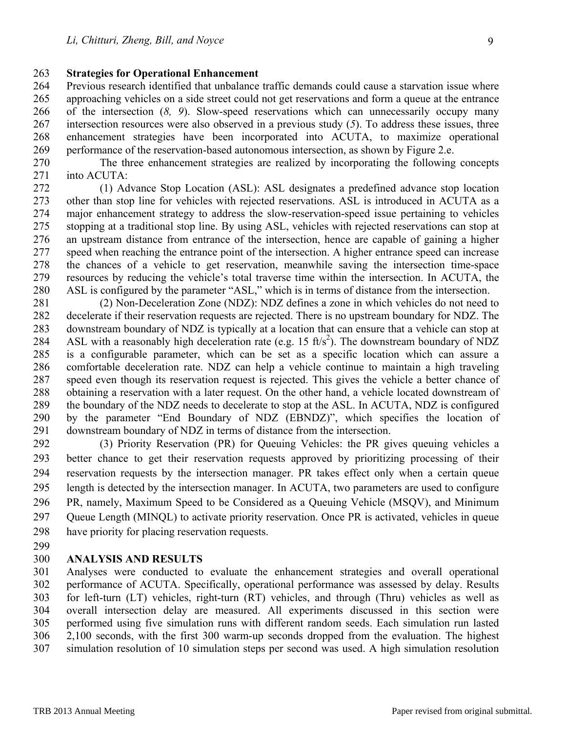**Strategies for Operational Enhancement**

Previous research identified that unbalance traffic demands could cause a starvation issue where approaching vehicles on a side street could not get reservations and form a queue at the entrance of the intersection (*8, 9*). Slow-speed reservations which can unnecessarily occupy many intersection resources were also observed in a previous study (*5*). To address these issues, three enhancement strategies have been incorporated into ACUTA, to maximize operational performance of the reservation-based autonomous intersection, as shown by Figure 2.e.

The three enhancement strategies are realized by incorporating the following concepts into ACUTA:

(1) Advance Stop Location (ASL): ASL designates a predefined advance stop location other than stop line for vehicles with rejected reservations. ASL is introduced in ACUTA as a major enhancement strategy to address the slow-reservation-speed issue pertaining to vehicles stopping at a traditional stop line. By using ASL, vehicles with rejected reservations can stop at an upstream distance from entrance of the intersection, hence are capable of gaining a higher speed when reaching the entrance point of the intersection. A higher entrance speed can increase the chances of a vehicle to get reservation, meanwhile saving the intersection time-space resources by reducing the vehicle's total traverse time within the intersection. In ACUTA, the ASL is configured by the parameter "ASL," which is in terms of distance from the intersection.

(2) Non-Deceleration Zone (NDZ): NDZ defines a zone in which vehicles do not need to decelerate if their reservation requests are rejected. There is no upstream boundary for NDZ. The downstream boundary of NDZ is typically at a location that can ensure that a vehicle can stop at ASL with a reasonably high deceleration rate (e.g. 15 ft/s$^2$). The downstream boundary of NDZ is a configurable parameter, which can be set as a specific location which can assure a comfortable deceleration rate. NDZ can help a vehicle continue to maintain a high traveling speed even though its reservation request is rejected. This gives the vehicle a better chance of obtaining a reservation with a later request. On the other hand, a vehicle located downstream of the boundary of the NDZ needs to decelerate to stop at the ASL. In ACUTA, NDZ is configured by the parameter "End Boundary of NDZ (EBNDZ)", which specifies the location of downstream boundary of NDZ in terms of distance from the intersection.

(3) Priority Reservation (PR) for Queuing Vehicles: the PR gives queuing vehicles a better chance to get their reservation requests approved by prioritizing processing of their reservation requests by the intersection manager. PR takes effect only when a certain queue length is detected by the intersection manager. In ACUTA, two parameters are used to configure PR, namely, Maximum Speed to be Considered as a Queuing Vehicle (MSQV), and Minimum Queue Length (MINQL) to activate priority reservation. Once PR is activated, vehicles in queue have priority for placing reservation requests.

## ANALYSIS AND RESULTS

Analyses were conducted to evaluate the enhancement strategies and overall operational performance of ACUTA. Specifically, operational performance was assessed by delay. Results for left-turn (LT) vehicles, right-turn (RT) vehicles, and through (Thru) vehicles as well as overall intersection delay are measured. All experiments discussed in this section were performed using five simulation runs with different random seeds. Each simulation run lasted 2,100 seconds, with the first 300 warm-up seconds dropped from the evaluation. The highest simulation resolution of 10 simulation steps per second was used. A high simulation resolution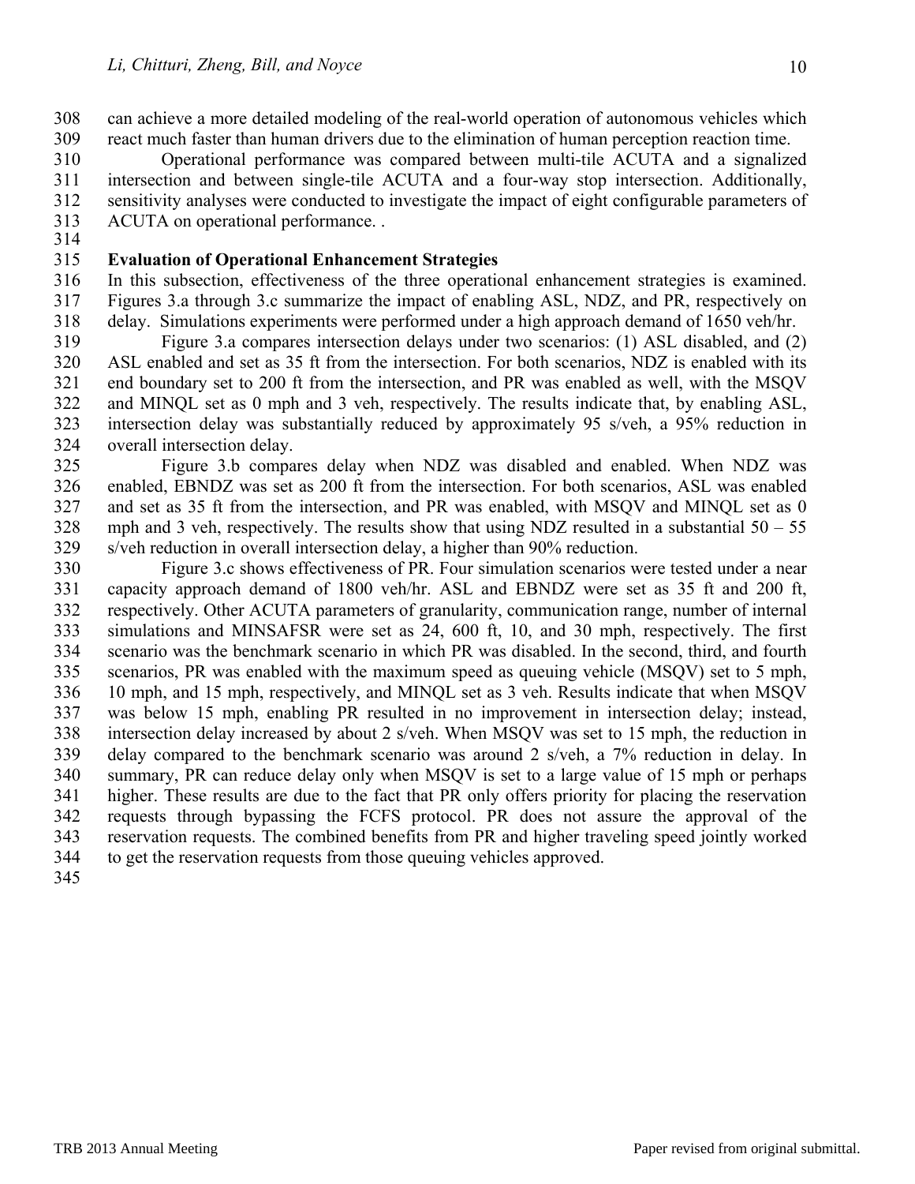can achieve a more detailed modeling of the real-world operation of autonomous vehicles which react much faster than human drivers due to the elimination of human perception reaction time.

Operational performance was compared between multi-tile ACUTA and a signalized intersection and between single-tile ACUTA and a four-way stop intersection. Additionally, sensitivity analyses were conducted to investigate the impact of eight configurable parameters of ACUTA on operational performance. .

### Evaluation of Operational Enhancement Strategies

In this subsection, effectiveness of the three operational enhancement strategies is examined. Figures 3.a through 3.c summarize the impact of enabling ASL, NDZ, and PR, respectively on delay. Simulations experiments were performed under a high approach demand of 1650 veh/hr.

Figure 3.a compares intersection delays under two scenarios: (1) ASL disabled, and (2) ASL enabled and set as 35 ft from the intersection. For both scenarios, NDZ is enabled with its end boundary set to 200 ft from the intersection, and PR was enabled as well, with the MSQV and MINQL set as 0 mph and 3 veh, respectively. The results indicate that, by enabling ASL, intersection delay was substantially reduced by approximately 95 s/veh, a 95% reduction in overall intersection delay.

Figure 3.b compares delay when NDZ was disabled and enabled. When NDZ was enabled, EBNDZ was set as 200 ft from the intersection. For both scenarios, ASL was enabled and set as 35 ft from the intersection, and PR was enabled, with MSQV and MINQL set as 0 mph and 3 veh, respectively. The results show that using NDZ resulted in a substantial 50 – 55 s/veh reduction in overall intersection delay, a higher than 90% reduction.

Figure 3.c shows effectiveness of PR. Four simulation scenarios were tested under a near capacity approach demand of 1800 veh/hr. ASL and EBNDZ were set as 35 ft and 200 ft, respectively. Other ACUTA parameters of granularity, communication range, number of internal simulations and MINSAFSR were set as 24, 600 ft, 10, and 30 mph, respectively. The first scenario was the benchmark scenario in which PR was disabled. In the second, third, and fourth scenarios, PR was enabled with the maximum speed as queuing vehicle (MSQV) set to 5 mph, 10 mph, and 15 mph, respectively, and MINQL set as 3 veh. Results indicate that when MSQV was below 15 mph, enabling PR resulted in no improvement in intersection delay; instead, intersection delay increased by about 2 s/veh. When MSQV was set to 15 mph, the reduction in delay compared to the benchmark scenario was around 2 s/veh, a 7% reduction in delay. In summary, PR can reduce delay only when MSQV is set to a large value of 15 mph or perhaps higher. These results are due to the fact that PR only offers priority for placing the reservation requests through bypassing the FCFS protocol. PR does not assure the approval of the reservation requests. The combined benefits from PR and higher traveling speed jointly worked to get the reservation requests from those queuing vehicles approved.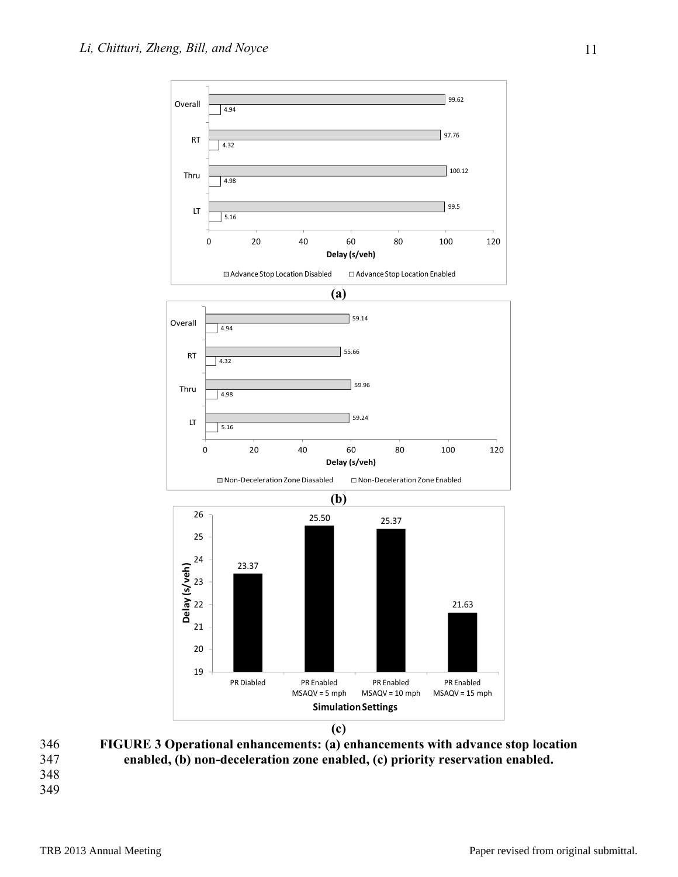| | Advance Stop Location Disabled | Advance Stop Location Enabled |
|---|---|---|
| Overall | 99.62 | 4.94 |
| RT | 97.76 | 4.32 |
| Thru | 100.12 | 4.98 |
| LT | 99.5 | 5.16 |

Delay (s/veh)

**(a)**

| | Non-Deceleration Zone Diasabled | Non-Deceleration Zone Enabled |
|---|---|---|
| Overall | 59.14 | 4.94 |
| RT | 55.66 | 4.32 |
| Thru | 59.96 | 4.98 |
| LT | 59.24 | 5.16 |

Delay (s/veh)

**(b)**

| Simulation Settings | Delay (s/veh) |
|---|---|
| PR Diabled | 23.37 |
| PR Enabled MSAQV = 5 mph | 25.50 |
| PR Enabled MSAQV = 10 mph | 25.37 |
| PR Enabled MSAQV = 15 mph | 21.63 |

**(c)**

**FIGURE 3 Operational enhancements: (a) enhancements with advance stop location enabled, (b) non-deceleration zone enabled, (c) priority reservation enabled.**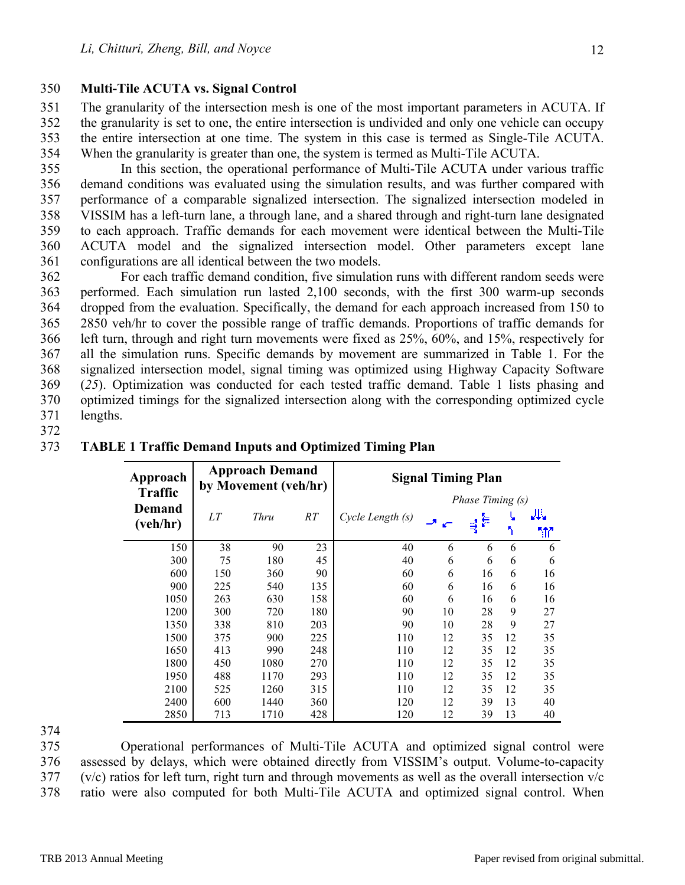### Multi-Tile ACUTA vs. Signal Control

The granularity of the intersection mesh is one of the most important parameters in ACUTA. If the granularity is set to one, the entire intersection is undivided and only one vehicle can occupy the entire intersection at one time. The system in this case is termed as Single-Tile ACUTA. When the granularity is greater than one, the system is termed as Multi-Tile ACUTA.

In this section, the operational performance of Multi-Tile ACUTA under various traffic demand conditions was evaluated using the simulation results, and was further compared with performance of a comparable signalized intersection. The signalized intersection modeled in VISSIM has a left-turn lane, a through lane, and a shared through and right-turn lane designated to each approach. Traffic demands for each movement were identical between the Multi-Tile ACUTA model and the signalized intersection model. Other parameters except lane configurations are all identical between the two models.

For each traffic demand condition, five simulation runs with different random seeds were performed. Each simulation run lasted 2,100 seconds, with the first 300 warm-up seconds dropped from the evaluation. Specifically, the demand for each approach increased from 150 to 2850 veh/hr to cover the possible range of traffic demands. Proportions of traffic demands for left turn, through and right turn movements were fixed as 25%, 60%, and 15%, respectively for all the simulation runs. Specific demands by movement are summarized in Table 1. For the signalized intersection model, signal timing was optimized using Highway Capacity Software (*25*). Optimization was conducted for each tested traffic demand. Table 1 lists phasing and optimized timings for the signalized intersection along with the corresponding optimized cycle lengths.

**TABLE 1 Traffic Demand Inputs and Optimized Timing Plan**

| Approach Traffic Demand (veh/hr) | Approach Demand by Movement (veh/hr) | | | Signal Timing Plan | | | | |
|---|---|---|---|---|---|---|---|---|
| | | | | | Phase Timing (s) | | | |
| | *LT* | *Thru* | *RT* | *Cycle Length (s)* | Phase 1 | Phase 2 | Phase 3 | Phase 4 |
| 150 | 38 | 90 | 23 | 40 | 6 | 6 | 6 | 6 |
| 300 | 75 | 180 | 45 | 40 | 6 | 6 | 6 | 6 |
| 600 | 150 | 360 | 90 | 60 | 6 | 16 | 6 | 16 |
| 900 | 225 | 540 | 135 | 60 | 6 | 16 | 6 | 16 |
| 1050 | 263 | 630 | 158 | 60 | 6 | 16 | 6 | 16 |
| 1200 | 300 | 720 | 180 | 90 | 10 | 28 | 9 | 27 |
| 1350 | 338 | 810 | 203 | 90 | 10 | 28 | 9 | 27 |
| 1500 | 375 | 900 | 225 | 110 | 12 | 35 | 12 | 35 |
| 1650 | 413 | 990 | 248 | 110 | 12 | 35 | 12 | 35 |
| 1800 | 450 | 1080 | 270 | 110 | 12 | 35 | 12 | 35 |
| 1950 | 488 | 1170 | 293 | 110 | 12 | 35 | 12 | 35 |
| 2100 | 525 | 1260 | 315 | 110 | 12 | 35 | 12 | 35 |
| 2400 | 600 | 1440 | 360 | 120 | 12 | 39 | 13 | 40 |
| 2850 | 713 | 1710 | 428 | 120 | 12 | 39 | 13 | 40 |

Operational performances of Multi-Tile ACUTA and optimized signal control were assessed by delays, which were obtained directly from VISSIM's output. Volume-to-capacity (v/c) ratios for left turn, right turn and through movements as well as the overall intersection v/c ratio were also computed for both Multi-Tile ACUTA and optimized signal control. When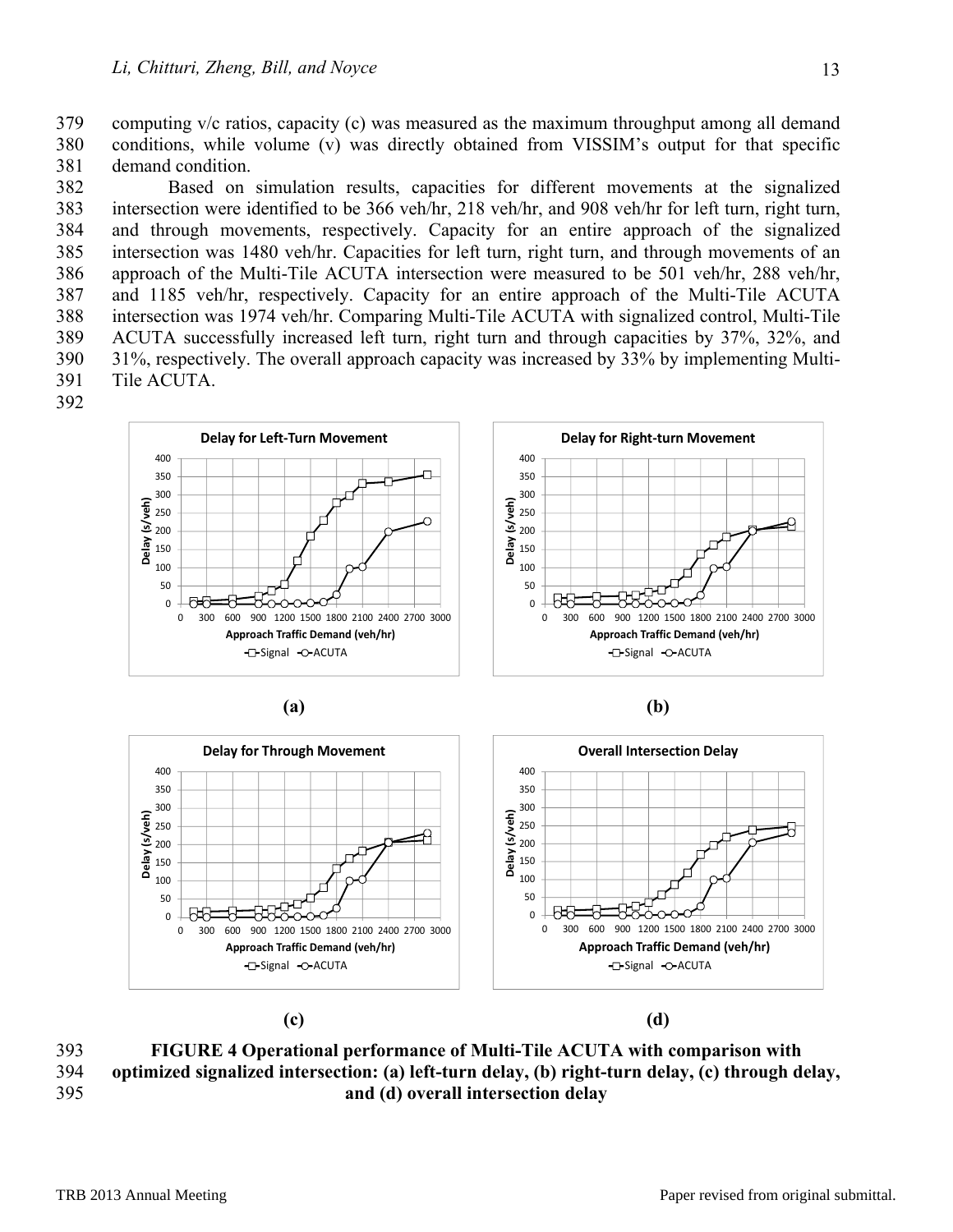computing v/c ratios, capacity (c) was measured as the maximum throughput among all demand conditions, while volume (v) was directly obtained from VISSIM's output for that specific demand condition.

Based on simulation results, capacities for different movements at the signalized intersection were identified to be 366 veh/hr, 218 veh/hr, and 908 veh/hr for left turn, right turn, and through movements, respectively. Capacity for an entire approach of the signalized intersection was 1480 veh/hr. Capacities for left turn, right turn, and through movements of an approach of the Multi-Tile ACUTA intersection were measured to be 501 veh/hr, 288 veh/hr, and 1185 veh/hr, respectively. Capacity for an entire approach of the Multi-Tile ACUTA intersection was 1974 veh/hr. Comparing Multi-Tile ACUTA with signalized control, Multi-Tile ACUTA successfully increased left turn, right turn and through capacities by 37%, 32%, and 31%, respectively. The overall approach capacity was increased by 33% by implementing Multi-Tile ACUTA.

(a)

(b)

(c)

(d)

**FIGURE 4 Operational performance of Multi-Tile ACUTA with comparison with optimized signalized intersection: (a) left-turn delay, (b) right-turn delay, (c) through delay, and (d) overall intersection delay**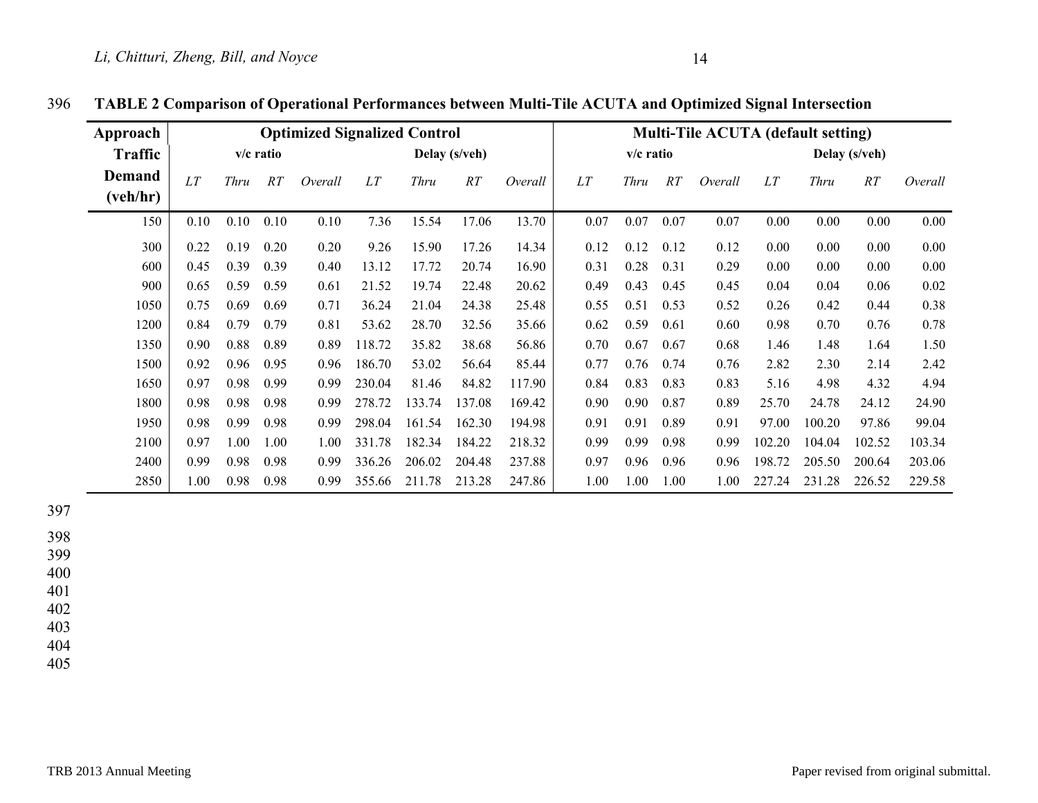**TABLE 2 Comparison of Operational Performances between Multi-Tile ACUTA and Optimized Signal Intersection**

| Approach Traffic Demand (veh/hr) | Optimized Signalized Control | | | | | | | | Multi-Tile ACUTA (default setting) | | | | | | | |
|---|---|---|---|---|---|---|---|---|---|---|---|---|---|---|---|---|
| | v/c ratio | | | | Delay (s/veh) | | | | v/c ratio | | | | Delay (s/veh) | | | |
| | *LT* | *Thru* | *RT* | *Overall* | *LT* | *Thru* | *RT* | *Overall* | *LT* | *Thru* | *RT* | *Overall* | *LT* | *Thru* | *RT* | *Overall* |
| 150 | 0.10 | 0.10 | 0.10 | 0.10 | 7.36 | 15.54 | 17.06 | 13.70 | 0.07 | 0.07 | 0.07 | 0.07 | 0.00 | 0.00 | 0.00 | 0.00 |
| 300 | 0.22 | 0.19 | 0.20 | 0.20 | 9.26 | 15.90 | 17.26 | 14.34 | 0.12 | 0.12 | 0.12 | 0.12 | 0.00 | 0.00 | 0.00 | 0.00 |
| 600 | 0.45 | 0.39 | 0.39 | 0.40 | 13.12 | 17.72 | 20.74 | 16.90 | 0.31 | 0.28 | 0.31 | 0.29 | 0.00 | 0.00 | 0.00 | 0.00 |
| 900 | 0.65 | 0.59 | 0.59 | 0.61 | 21.52 | 19.74 | 22.48 | 20.62 | 0.49 | 0.43 | 0.45 | 0.45 | 0.04 | 0.04 | 0.06 | 0.02 |
| 1050 | 0.75 | 0.69 | 0.69 | 0.71 | 36.24 | 21.04 | 24.38 | 25.48 | 0.55 | 0.51 | 0.53 | 0.52 | 0.26 | 0.42 | 0.44 | 0.38 |
| 1200 | 0.84 | 0.79 | 0.79 | 0.81 | 53.62 | 28.70 | 32.56 | 35.66 | 0.62 | 0.59 | 0.61 | 0.60 | 0.98 | 0.70 | 0.76 | 0.78 |
| 1350 | 0.90 | 0.88 | 0.89 | 0.89 | 118.72 | 35.82 | 38.68 | 56.86 | 0.70 | 0.67 | 0.67 | 0.68 | 1.46 | 1.48 | 1.64 | 1.50 |
| 1500 | 0.92 | 0.96 | 0.95 | 0.96 | 186.70 | 53.02 | 56.64 | 85.44 | 0.77 | 0.76 | 0.74 | 0.76 | 2.82 | 2.30 | 2.14 | 2.42 |
| 1650 | 0.97 | 0.98 | 0.99 | 0.99 | 230.04 | 81.46 | 84.82 | 117.90 | 0.84 | 0.83 | 0.83 | 0.83 | 5.16 | 4.98 | 4.32 | 4.94 |
| 1800 | 0.98 | 0.98 | 0.98 | 0.99 | 278.72 | 133.74 | 137.08 | 169.42 | 0.90 | 0.90 | 0.87 | 0.89 | 25.70 | 24.78 | 24.12 | 24.90 |
| 1950 | 0.98 | 0.99 | 0.98 | 0.99 | 298.04 | 161.54 | 162.30 | 194.98 | 0.91 | 0.91 | 0.89 | 0.91 | 97.00 | 100.20 | 97.86 | 99.04 |
| 2100 | 0.97 | 1.00 | 1.00 | 1.00 | 331.78 | 182.34 | 184.22 | 218.32 | 0.99 | 0.99 | 0.98 | 0.99 | 102.20 | 104.04 | 102.52 | 103.34 |
| 2400 | 0.99 | 0.98 | 0.98 | 0.99 | 336.26 | 206.02 | 204.48 | 237.88 | 0.97 | 0.96 | 0.96 | 0.96 | 198.72 | 205.50 | 200.64 | 203.06 |
| 2850 | 1.00 | 0.98 | 0.98 | 0.99 | 355.66 | 211.78 | 213.28 | 247.86 | 1.00 | 1.00 | 1.00 | 1.00 | 227.24 | 231.28 | 226.52 | 229.58 |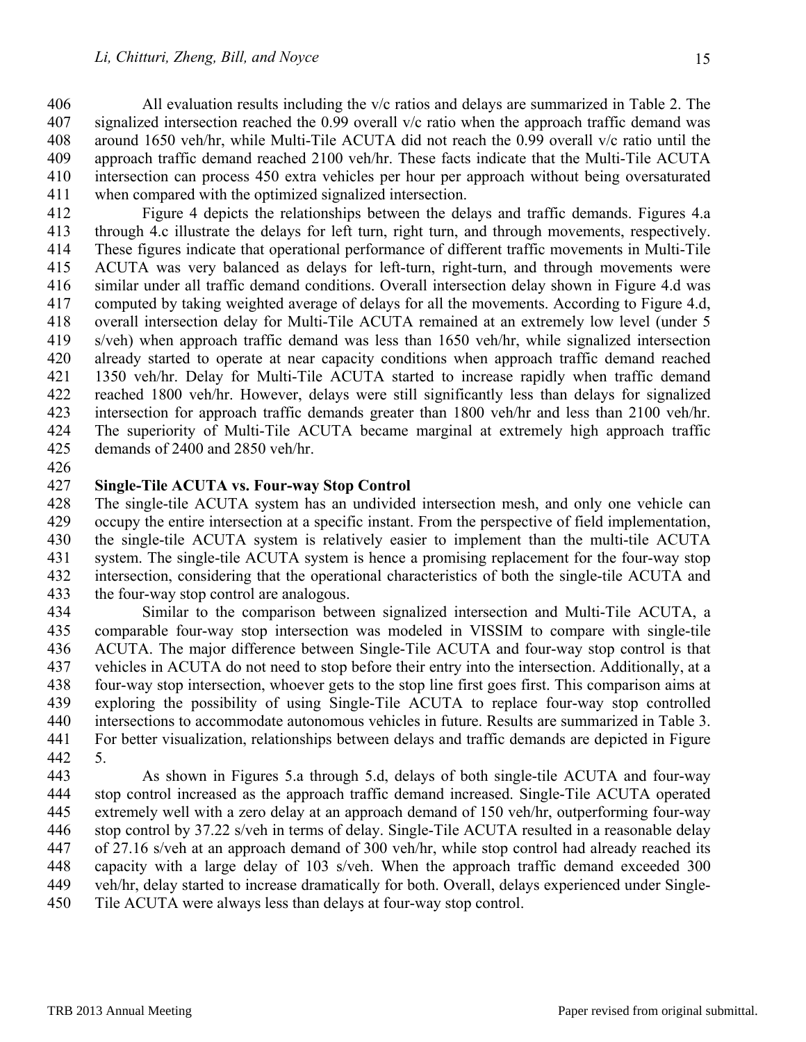All evaluation results including the v/c ratios and delays are summarized in Table 2. The signalized intersection reached the 0.99 overall v/c ratio when the approach traffic demand was around 1650 veh/hr, while Multi-Tile ACUTA did not reach the 0.99 overall v/c ratio until the approach traffic demand reached 2100 veh/hr. These facts indicate that the Multi-Tile ACUTA intersection can process 450 extra vehicles per hour per approach without being oversaturated when compared with the optimized signalized intersection.

Figure 4 depicts the relationships between the delays and traffic demands. Figures 4.a through 4.c illustrate the delays for left turn, right turn, and through movements, respectively. These figures indicate that operational performance of different traffic movements in Multi-Tile ACUTA was very balanced as delays for left-turn, right-turn, and through movements were similar under all traffic demand conditions. Overall intersection delay shown in Figure 4.d was computed by taking weighted average of delays for all the movements. According to Figure 4.d, overall intersection delay for Multi-Tile ACUTA remained at an extremely low level (under 5 s/veh) when approach traffic demand was less than 1650 veh/hr, while signalized intersection already started to operate at near capacity conditions when approach traffic demand reached 1350 veh/hr. Delay for Multi-Tile ACUTA started to increase rapidly when traffic demand reached 1800 veh/hr. However, delays were still significantly less than delays for signalized intersection for approach traffic demands greater than 1800 veh/hr and less than 2100 veh/hr. The superiority of Multi-Tile ACUTA became marginal at extremely high approach traffic demands of 2400 and 2850 veh/hr.

**Single-Tile ACUTA vs. Four-way Stop Control**

The single-tile ACUTA system has an undivided intersection mesh, and only one vehicle can occupy the entire intersection at a specific instant. From the perspective of field implementation, the single-tile ACUTA system is relatively easier to implement than the multi-tile ACUTA system. The single-tile ACUTA system is hence a promising replacement for the four-way stop intersection, considering that the operational characteristics of both the single-tile ACUTA and the four-way stop control are analogous.

Similar to the comparison between signalized intersection and Multi-Tile ACUTA, a comparable four-way stop intersection was modeled in VISSIM to compare with single-tile ACUTA. The major difference between Single-Tile ACUTA and four-way stop control is that vehicles in ACUTA do not need to stop before their entry into the intersection. Additionally, at a four-way stop intersection, whoever gets to the stop line first goes first. This comparison aims at exploring the possibility of using Single-Tile ACUTA to replace four-way stop controlled intersections to accommodate autonomous vehicles in future. Results are summarized in Table 3. For better visualization, relationships between delays and traffic demands are depicted in Figure 5.

As shown in Figures 5.a through 5.d, delays of both single-tile ACUTA and four-way stop control increased as the approach traffic demand increased. Single-Tile ACUTA operated extremely well with a zero delay at an approach demand of 150 veh/hr, outperforming four-way stop control by 37.22 s/veh in terms of delay. Single-Tile ACUTA resulted in a reasonable delay of 27.16 s/veh at an approach demand of 300 veh/hr, while stop control had already reached its capacity with a large delay of 103 s/veh. When the approach traffic demand exceeded 300 veh/hr, delay started to increase dramatically for both. Overall, delays experienced under Single-Tile ACUTA were always less than delays at four-way stop control.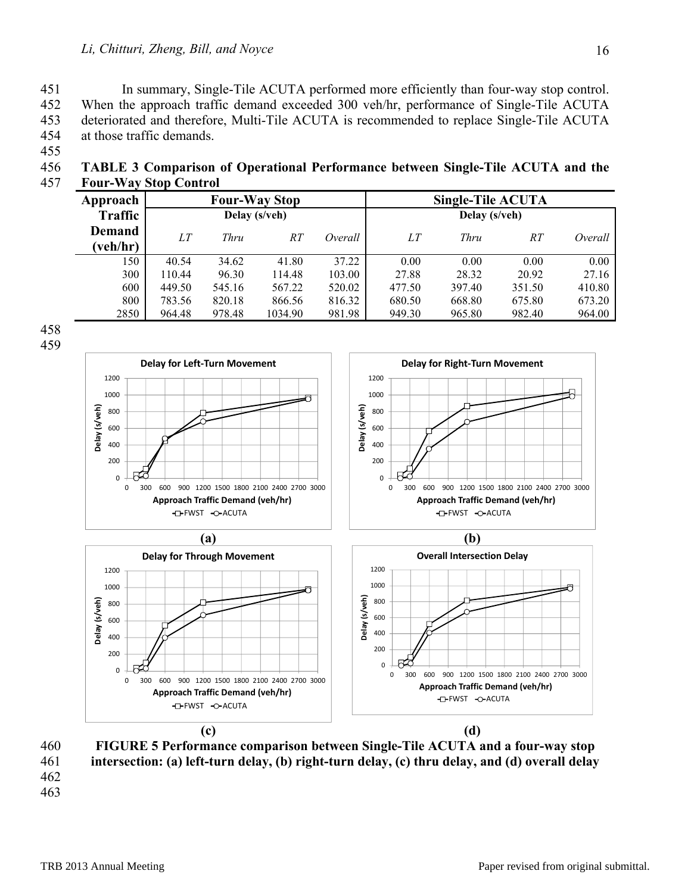In summary, Single-Tile ACUTA performed more efficiently than four-way stop control. When the approach traffic demand exceeded 300 veh/hr, performance of Single-Tile ACUTA deteriorated and therefore, Multi-Tile ACUTA is recommended to replace Single-Tile ACUTA at those traffic demands.

**TABLE 3 Comparison of Operational Performance between Single-Tile ACUTA and the Four-Way Stop Control**

| Approach Traffic Demand (veh/hr) | Four-Way Stop Delay (s/veh) | | | | Single-Tile ACUTA Delay (s/veh) | | | |
|---|---|---|---|---|---|---|---|---|
| | *LT* | *Thru* | *RT* | *Overall* | *LT* | *Thru* | *RT* | *Overall* |
| 150 | 40.54 | 34.62 | 41.80 | 37.22 | 0.00 | 0.00 | 0.00 | 0.00 |
| 300 | 110.44 | 96.30 | 114.48 | 103.00 | 27.88 | 28.32 | 20.92 | 27.16 |
| 600 | 449.50 | 545.16 | 567.22 | 520.02 | 477.50 | 397.40 | 351.50 | 410.80 |
| 800 | 783.56 | 820.18 | 866.56 | 816.32 | 680.50 | 668.80 | 675.80 | 673.20 |
| 2850 | 964.48 | 978.48 | 1034.90 | 981.98 | 949.30 | 965.80 | 982.40 | 964.00 |

(a) (b) (c) (d)

**FIGURE 5 Performance comparison between Single-Tile ACUTA and a four-way stop intersection: (a) left-turn delay, (b) right-turn delay, (c) thru delay, and (d) overall delay**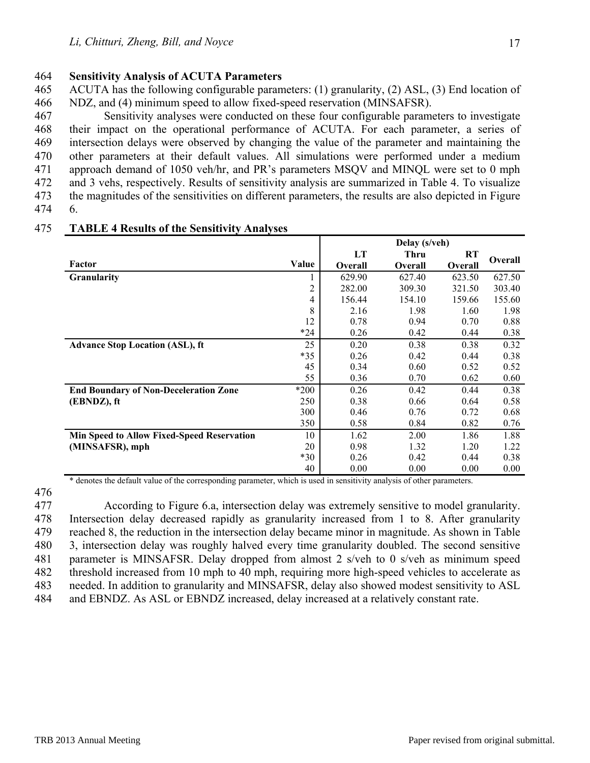### Sensitivity Analysis of ACUTA Parameters

ACUTA has the following configurable parameters: (1) granularity, (2) ASL, (3) End location of NDZ, and (4) minimum speed to allow fixed-speed reservation (MINSAFSR).

Sensitivity analyses were conducted on these four configurable parameters to investigate their impact on the operational performance of ACUTA. For each parameter, a series of intersection delays were observed by changing the value of the parameter and maintaining the other parameters at their default values. All simulations were performed under a medium approach demand of 1050 veh/hr, and PR's parameters MSQV and MINQL were set to 0 mph and 3 vehs, respectively. Results of sensitivity analysis are summarized in Table 4. To visualize the magnitudes of the sensitivities on different parameters, the results are also depicted in Figure 6.

**TABLE 4 Results of the Sensitivity Analyses**

| Factor | Value | Delay (s/veh) | | | |
|---|---|---|---|---|---|
| | | LT Overall | Thru Overall | RT Overall | Overall |
| **Granularity** | 1 | 629.90 | 627.40 | 623.50 | 627.50 |
| | 2 | 282.00 | 309.30 | 321.50 | 303.40 |
| | 4 | 156.44 | 154.10 | 159.66 | 155.60 |
| | 8 | 2.16 | 1.98 | 1.60 | 1.98 |
| | 12 | 0.78 | 0.94 | 0.70 | 0.88 |
| | *24 | 0.26 | 0.42 | 0.44 | 0.38 |
| **Advance Stop Location (ASL), ft** | 25 | 0.20 | 0.38 | 0.38 | 0.32 |
| | *35 | 0.26 | 0.42 | 0.44 | 0.38 |
| | 45 | 0.34 | 0.60 | 0.52 | 0.52 |
| | 55 | 0.36 | 0.70 | 0.62 | 0.60 |
| **End Boundary of Non-Deceleration Zone (EBNDZ), ft** | *200 | 0.26 | 0.42 | 0.44 | 0.38 |
| | 250 | 0.38 | 0.66 | 0.64 | 0.58 |
| | 300 | 0.46 | 0.76 | 0.72 | 0.68 |
| | 350 | 0.58 | 0.84 | 0.82 | 0.76 |
| **Min Speed to Allow Fixed-Speed Reservation (MINSAFSR), mph** | 10 | 1.62 | 2.00 | 1.86 | 1.88 |
| | 20 | 0.98 | 1.32 | 1.20 | 1.22 |
| | *30 | 0.26 | 0.42 | 0.44 | 0.38 |
| | 40 | 0.00 | 0.00 | 0.00 | 0.00 |

\* denotes the default value of the corresponding parameter, which is used in sensitivity analysis of other parameters.

According to Figure 6.a, intersection delay was extremely sensitive to model granularity. Intersection delay decreased rapidly as granularity increased from 1 to 8. After granularity reached 8, the reduction in the intersection delay became minor in magnitude. As shown in Table 3, intersection delay was roughly halved every time granularity doubled. The second sensitive parameter is MINSAFSR. Delay dropped from almost 2 s/veh to 0 s/veh as minimum speed threshold increased from 10 mph to 40 mph, requiring more high-speed vehicles to accelerate as needed. In addition to granularity and MINSAFSR, delay also showed modest sensitivity to ASL and EBNDZ. As ASL or EBNDZ increased, delay increased at a relatively constant rate.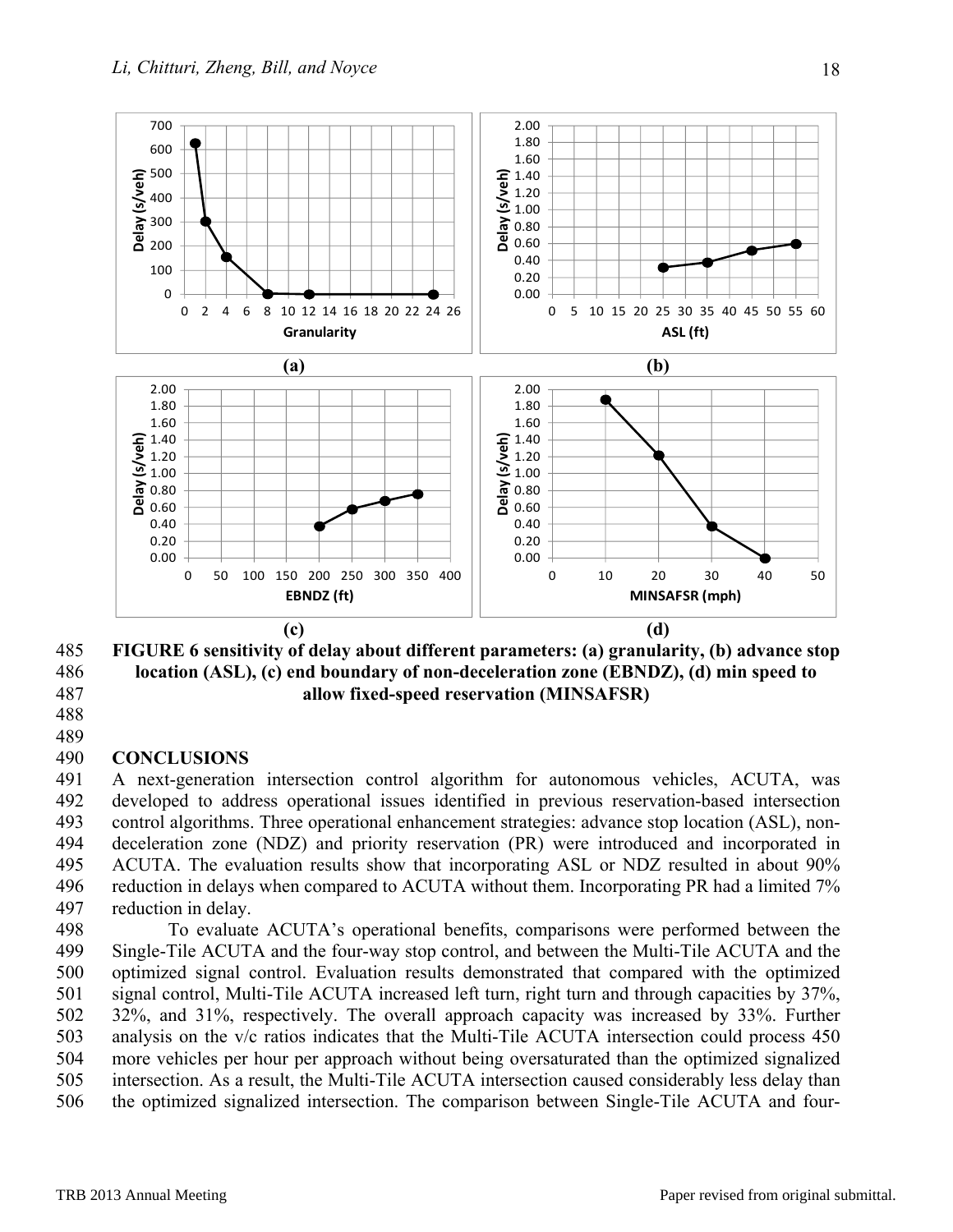FIGURE 6 sensitivity of delay about different parameters: (a) granularity, (b) advance stop location (ASL), (c) end boundary of non-deceleration zone (EBNDZ), (d) min speed to allow fixed-speed reservation (MINSAFSR)

## CONCLUSIONS

A next-generation intersection control algorithm for autonomous vehicles, ACUTA, was developed to address operational issues identified in previous reservation-based intersection control algorithms. Three operational enhancement strategies: advance stop location (ASL), non-deceleration zone (NDZ) and priority reservation (PR) were introduced and incorporated in ACUTA. The evaluation results show that incorporating ASL or NDZ resulted in about 90% reduction in delays when compared to ACUTA without them. Incorporating PR had a limited 7% reduction in delay.

To evaluate ACUTA's operational benefits, comparisons were performed between the Single-Tile ACUTA and the four-way stop control, and between the Multi-Tile ACUTA and the optimized signal control. Evaluation results demonstrated that compared with the optimized signal control, Multi-Tile ACUTA increased left turn, right turn and through capacities by 37%, 32%, and 31%, respectively. The overall approach capacity was increased by 33%. Further analysis on the v/c ratios indicates that the Multi-Tile ACUTA intersection could process 450 more vehicles per hour per approach without being oversaturated than the optimized signalized intersection. As a result, the Multi-Tile ACUTA intersection caused considerably less delay than the optimized signalized intersection. The comparison between Single-Tile ACUTA and four-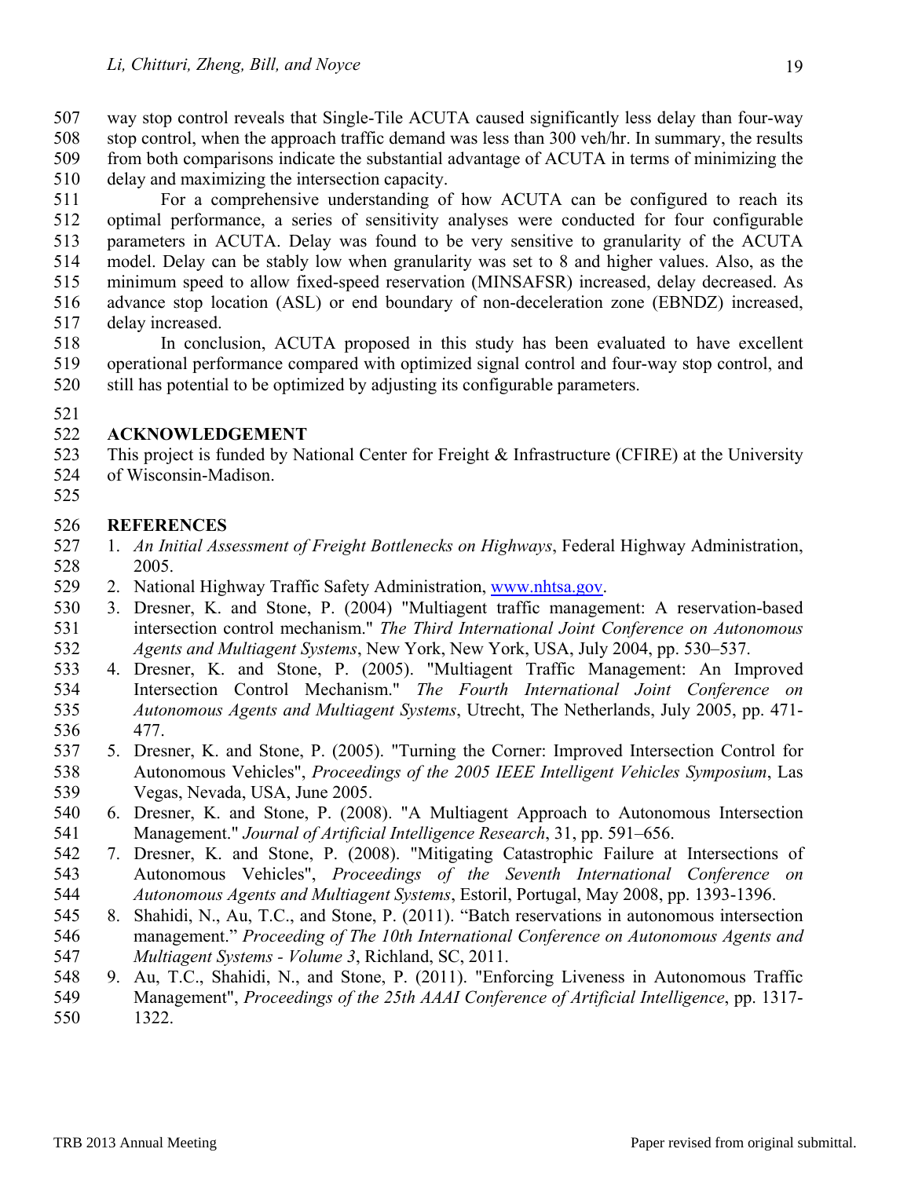way stop control reveals that Single-Tile ACUTA caused significantly less delay than four-way stop control, when the approach traffic demand was less than 300 veh/hr. In summary, the results from both comparisons indicate the substantial advantage of ACUTA in terms of minimizing the delay and maximizing the intersection capacity.

For a comprehensive understanding of how ACUTA can be configured to reach its optimal performance, a series of sensitivity analyses were conducted for four configurable parameters in ACUTA. Delay was found to be very sensitive to granularity of the ACUTA model. Delay can be stably low when granularity was set to 8 and higher values. Also, as the minimum speed to allow fixed-speed reservation (MINSAFSR) increased, delay decreased. As advance stop location (ASL) or end boundary of non-deceleration zone (EBNDZ) increased, delay increased.

In conclusion, ACUTA proposed in this study has been evaluated to have excellent operational performance compared with optimized signal control and four-way stop control, and still has potential to be optimized by adjusting its configurable parameters.

## ACKNOWLEDGEMENT

This project is funded by National Center for Freight & Infrastructure (CFIRE) at the University of Wisconsin-Madison.

## REFERENCES

1. *An Initial Assessment of Freight Bottlenecks on Highways*, Federal Highway Administration, 2005.
2. National Highway Traffic Safety Administration, www.nhtsa.gov.
3. Dresner, K. and Stone, P. (2004) "Multiagent traffic management: A reservation-based intersection control mechanism." *The Third International Joint Conference on Autonomous Agents and Multiagent Systems*, New York, New York, USA, July 2004, pp. 530–537.
4. Dresner, K. and Stone, P. (2005). "Multiagent Traffic Management: An Improved Intersection Control Mechanism." *The Fourth International Joint Conference on Autonomous Agents and Multiagent Systems*, Utrecht, The Netherlands, July 2005, pp. 471-477.
5. Dresner, K. and Stone, P. (2005). "Turning the Corner: Improved Intersection Control for Autonomous Vehicles", *Proceedings of the 2005 IEEE Intelligent Vehicles Symposium*, Las Vegas, Nevada, USA, June 2005.
6. Dresner, K. and Stone, P. (2008). "A Multiagent Approach to Autonomous Intersection Management." *Journal of Artificial Intelligence Research*, 31, pp. 591–656.
7. Dresner, K. and Stone, P. (2008). "Mitigating Catastrophic Failure at Intersections of Autonomous Vehicles", *Proceedings of the Seventh International Conference on Autonomous Agents and Multiagent Systems*, Estoril, Portugal, May 2008, pp. 1393-1396.
8. Shahidi, N., Au, T.C., and Stone, P. (2011). "Batch reservations in autonomous intersection management." *Proceeding of The 10th International Conference on Autonomous Agents and Multiagent Systems - Volume 3*, Richland, SC, 2011.
9. Au, T.C., Shahidi, N., and Stone, P. (2011). "Enforcing Liveness in Autonomous Traffic Management", *Proceedings of the 25th AAAI Conference of Artificial Intelligence*, pp. 1317-1322.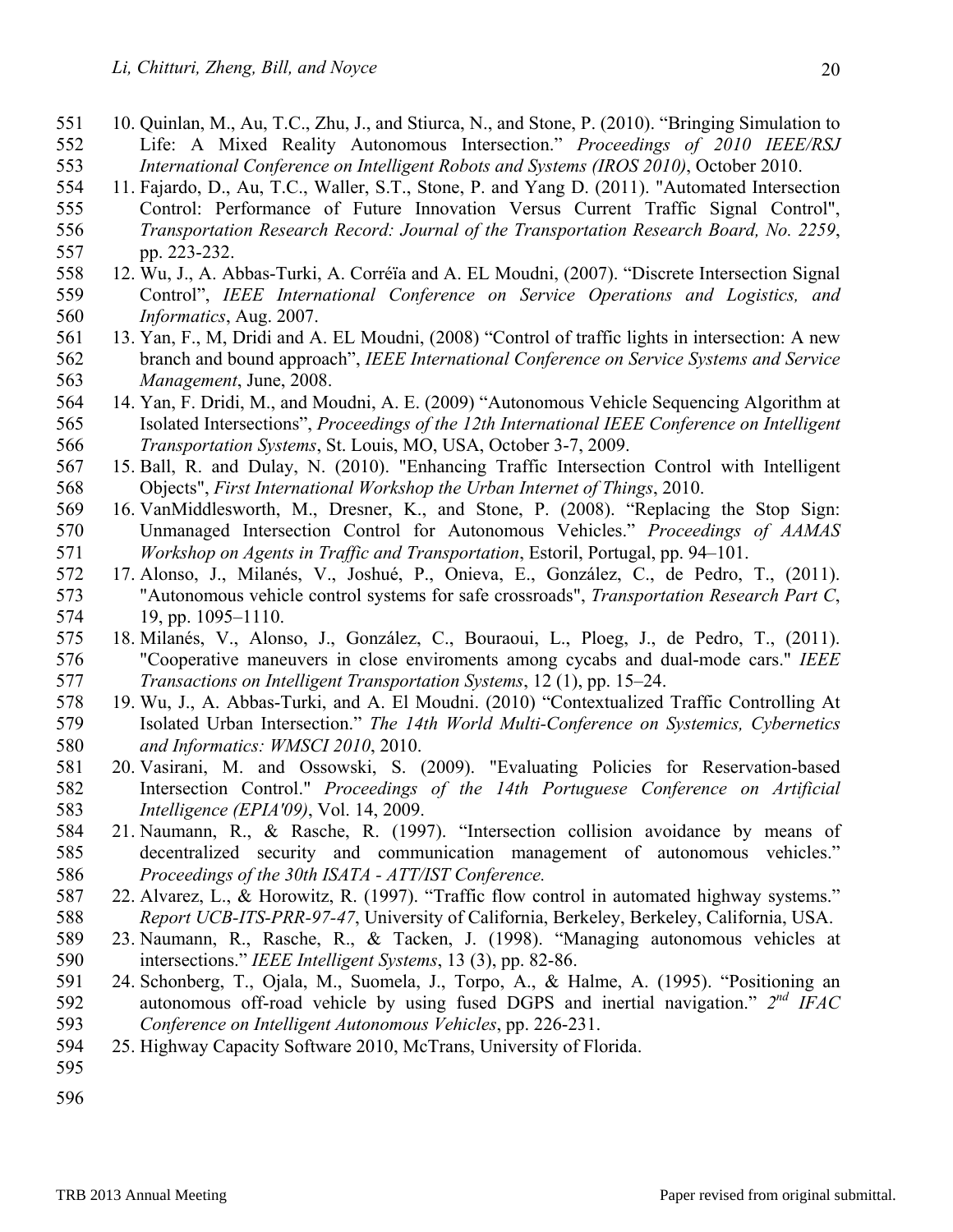10. Quinlan, M., Au, T.C., Zhu, J., and Stiurca, N., and Stone, P. (2010). "Bringing Simulation to Life: A Mixed Reality Autonomous Intersection." *Proceedings of 2010 IEEE/RSJ International Conference on Intelligent Robots and Systems (IROS 2010)*, October 2010.
11. Fajardo, D., Au, T.C., Waller, S.T., Stone, P. and Yang D. (2011). "Automated Intersection Control: Performance of Future Innovation Versus Current Traffic Signal Control", *Transportation Research Record: Journal of the Transportation Research Board, No. 2259*, pp. 223-232.
12. Wu, J., A. Abbas-Turki, A. Corréïa and A. EL Moudni, (2007). "Discrete Intersection Signal Control", *IEEE International Conference on Service Operations and Logistics, and Informatics*, Aug. 2007.
13. Yan, F., M, Dridi and A. EL Moudni, (2008) "Control of traffic lights in intersection: A new branch and bound approach", *IEEE International Conference on Service Systems and Service Management*, June, 2008.
14. Yan, F. Dridi, M., and Moudni, A. E. (2009) "Autonomous Vehicle Sequencing Algorithm at Isolated Intersections", *Proceedings of the 12th International IEEE Conference on Intelligent Transportation Systems*, St. Louis, MO, USA, October 3-7, 2009.
15. Ball, R. and Dulay, N. (2010). "Enhancing Traffic Intersection Control with Intelligent Objects", *First International Workshop the Urban Internet of Things*, 2010.
16. VanMiddlesworth, M., Dresner, K., and Stone, P. (2008). "Replacing the Stop Sign: Unmanaged Intersection Control for Autonomous Vehicles." *Proceedings of AAMAS Workshop on Agents in Traffic and Transportation*, Estoril, Portugal, pp. 94–101.
17. Alonso, J., Milanés, V., Joshué, P., Onieva, E., González, C., de Pedro, T., (2011). "Autonomous vehicle control systems for safe crossroads", *Transportation Research Part C*, 19, pp. 1095–1110.
18. Milanés, V., Alonso, J., González, C., Bouraoui, L., Ploeg, J., de Pedro, T., (2011). "Cooperative maneuvers in close enviroments among cycabs and dual-mode cars." *IEEE Transactions on Intelligent Transportation Systems*, 12 (1), pp. 15–24.
19. Wu, J., A. Abbas-Turki, and A. El Moudni. (2010) "Contextualized Traffic Controlling At Isolated Urban Intersection." *The 14th World Multi-Conference on Systemics, Cybernetics and Informatics: WMSCI 2010*, 2010.
20. Vasirani, M. and Ossowski, S. (2009). "Evaluating Policies for Reservation-based Intersection Control." *Proceedings of the 14th Portuguese Conference on Artificial Intelligence (EPIA'09)*, Vol. 14, 2009.
21. Naumann, R., & Rasche, R. (1997). "Intersection collision avoidance by means of decentralized security and communication management of autonomous vehicles." *Proceedings of the 30th ISATA - ATT/IST Conference.*
22. Alvarez, L., & Horowitz, R. (1997). "Traffic flow control in automated highway systems." *Report UCB-ITS-PRR-97-47*, University of California, Berkeley, Berkeley, California, USA.
23. Naumann, R., Rasche, R., & Tacken, J. (1998). "Managing autonomous vehicles at intersections." *IEEE Intelligent Systems*, 13 (3), pp. 82-86.
24. Schonberg, T., Ojala, M., Suomela, J., Torpo, A., & Halme, A. (1995). "Positioning an autonomous off-road vehicle by using fused DGPS and inertial navigation." *2nd IFAC Conference on Intelligent Autonomous Vehicles*, pp. 226-231.
25. Highway Capacity Software 2010, McTrans, University of Florida.